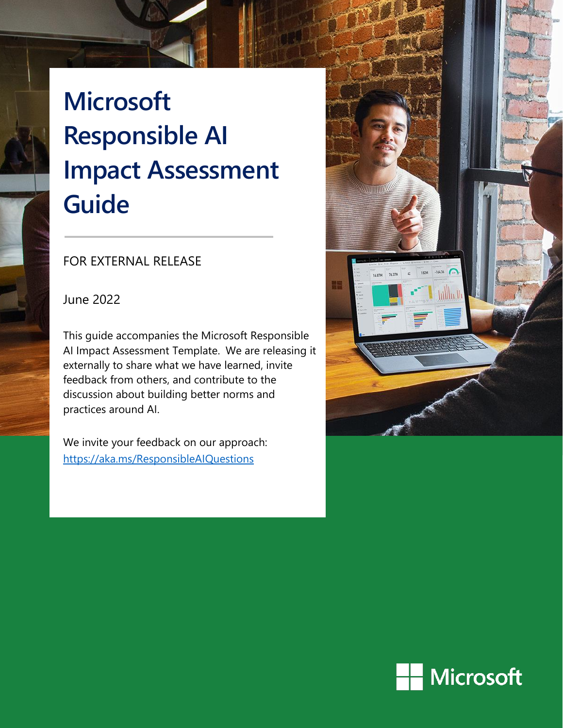# Microsoft Responsible AI Impact Assessment Guide

FOR EXTERNAL RELEASE

June 2022

This guide accompanies the Microsoft Responsible AI Impact Assessment Template. We are releasing it externally to share what we have learned, invite feedback from others, and contribute to the discussion about building better norms and practices around AI.

We invite your feedback on our approach: [https://aka.ms/ResponsibleAIQuestions](https://aka.ms/ResponsibleAIQuestions)

Microsoft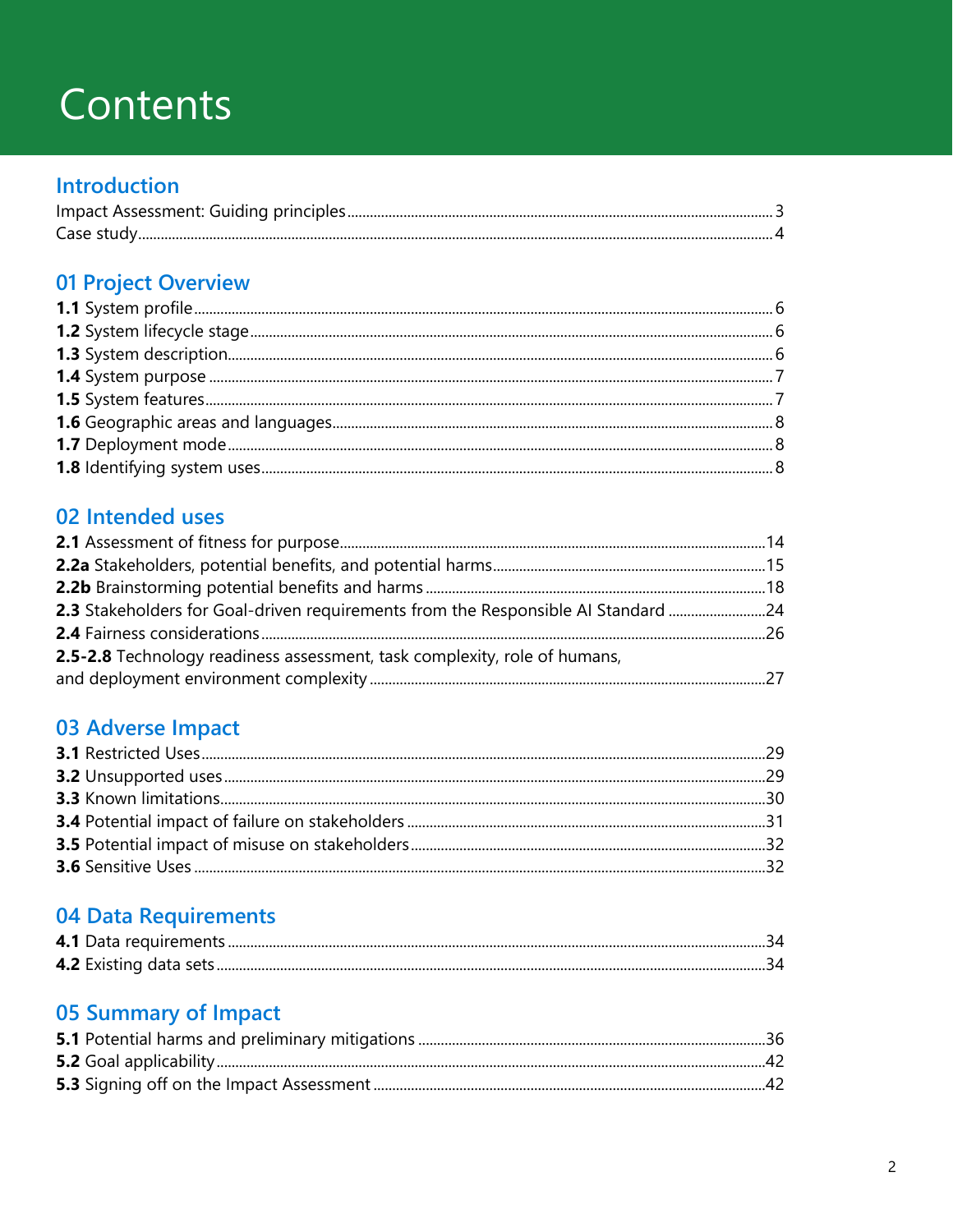# Contents

## Introduction

Impact Assessment: Guiding principles ........ 3
Case study ........ 4

## 01 Project Overview

**1.1** System profile ........ 6
**1.2** System lifecycle stage ........ 6
**1.3** System description ........ 6
**1.4** System purpose ........ 7
**1.5** System features ........ 7
**1.6** Geographic areas and languages ........ 8
**1.7** Deployment mode ........ 8
**1.8** Identifying system uses ........ 8

## 02 Intended uses

**2.1** Assessment of fitness for purpose ........ 14
**2.2a** Stakeholders, potential benefits, and potential harms ........ 15
**2.2b** Brainstorming potential benefits and harms ........ 18
**2.3** Stakeholders for Goal-driven requirements from the Responsible AI Standard ........ 24
**2.4** Fairness considerations ........ 26
**2.5-2.8** Technology readiness assessment, task complexity, role of humans, and deployment environment complexity ........ 27

## 03 Adverse Impact

**3.1** Restricted Uses ........ 29
**3.2** Unsupported uses ........ 29
**3.3** Known limitations ........ 30
**3.4** Potential impact of failure on stakeholders ........ 31
**3.5** Potential impact of misuse on stakeholders ........ 32
**3.6** Sensitive Uses ........ 32

## 04 Data Requirements

**4.1** Data requirements ........ 34
**4.2** Existing data sets ........ 34

## 05 Summary of Impact

**5.1** Potential harms and preliminary mitigations ........ 36
**5.2** Goal applicability ........ 42
**5.3** Signing off on the Impact Assessment ........ 42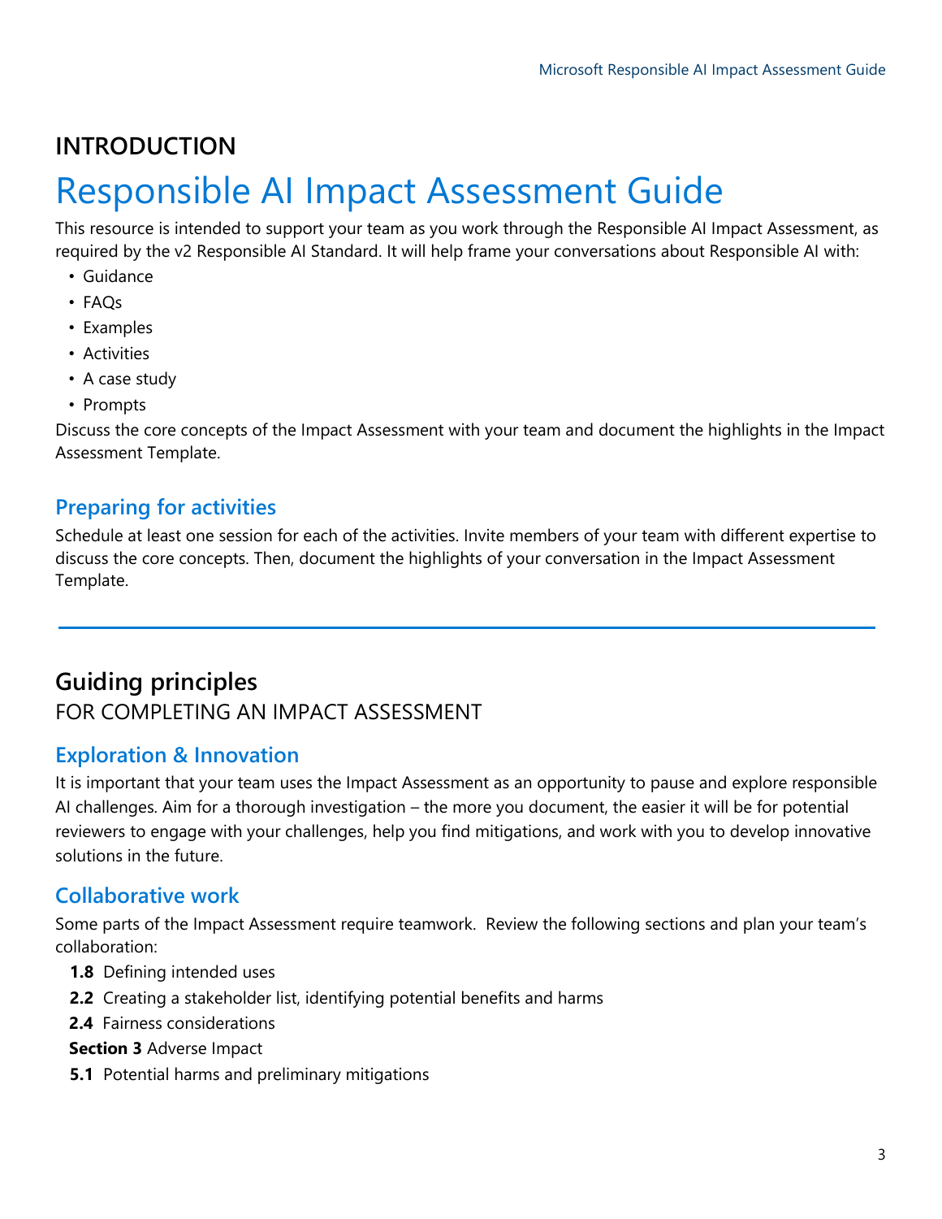## INTRODUCTION

# Responsible AI Impact Assessment Guide

This resource is intended to support your team as you work through the Responsible AI Impact Assessment, as required by the v2 Responsible AI Standard. It will help frame your conversations about Responsible AI with:

- Guidance
- FAQs
- Examples
- Activities
- A case study
- Prompts

Discuss the core concepts of the Impact Assessment with your team and document the highlights in the Impact Assessment Template.

### Preparing for activities

Schedule at least one session for each of the activities. Invite members of your team with different expertise to discuss the core concepts. Then, document the highlights of your conversation in the Impact Assessment Template.

---

## Guiding principles

FOR COMPLETING AN IMPACT ASSESSMENT

### Exploration & Innovation

It is important that your team uses the Impact Assessment as an opportunity to pause and explore responsible AI challenges. Aim for a thorough investigation – the more you document, the easier it will be for potential reviewers to engage with your challenges, help you find mitigations, and work with you to develop innovative solutions in the future.

### Collaborative work

Some parts of the Impact Assessment require teamwork. Review the following sections and plan your team's collaboration:

**1.8** Defining intended uses
**2.2** Creating a stakeholder list, identifying potential benefits and harms
**2.4** Fairness considerations
**Section 3** Adverse Impact
**5.1** Potential harms and preliminary mitigations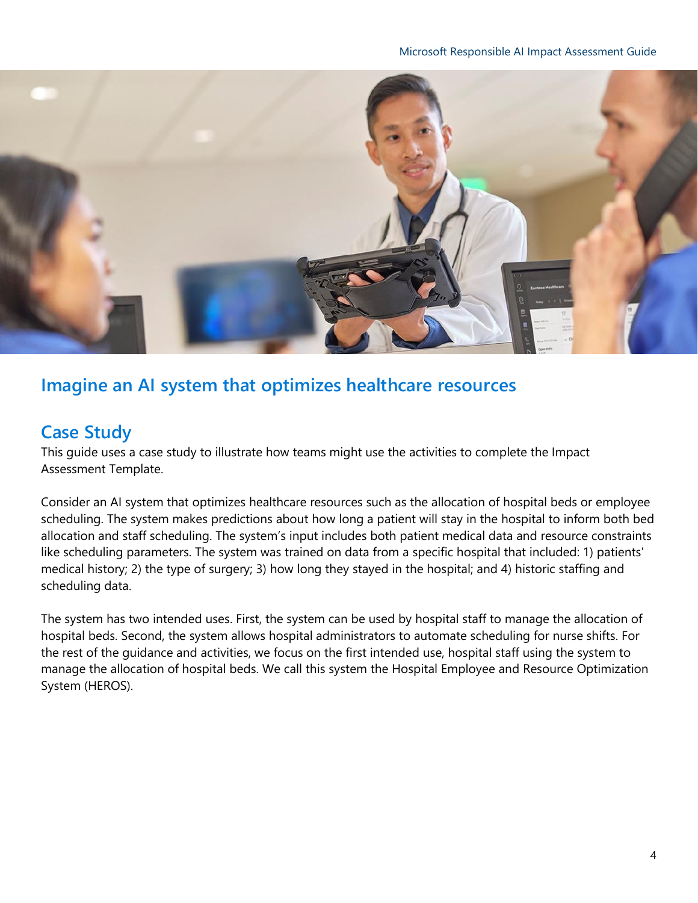## Imagine an AI system that optimizes healthcare resources

## Case Study

This guide uses a case study to illustrate how teams might use the activities to complete the Impact Assessment Template.

Consider an AI system that optimizes healthcare resources such as the allocation of hospital beds or employee scheduling. The system makes predictions about how long a patient will stay in the hospital to inform both bed allocation and staff scheduling. The system's input includes both patient medical data and resource constraints like scheduling parameters. The system was trained on data from a specific hospital that included: 1) patients' medical history; 2) the type of surgery; 3) how long they stayed in the hospital; and 4) historic staffing and scheduling data.

The system has two intended uses. First, the system can be used by hospital staff to manage the allocation of hospital beds. Second, the system allows hospital administrators to automate scheduling for nurse shifts. For the rest of the guidance and activities, we focus on the first intended use, hospital staff using the system to manage the allocation of hospital beds. We call this system the Hospital Employee and Resource Optimization System (HEROS).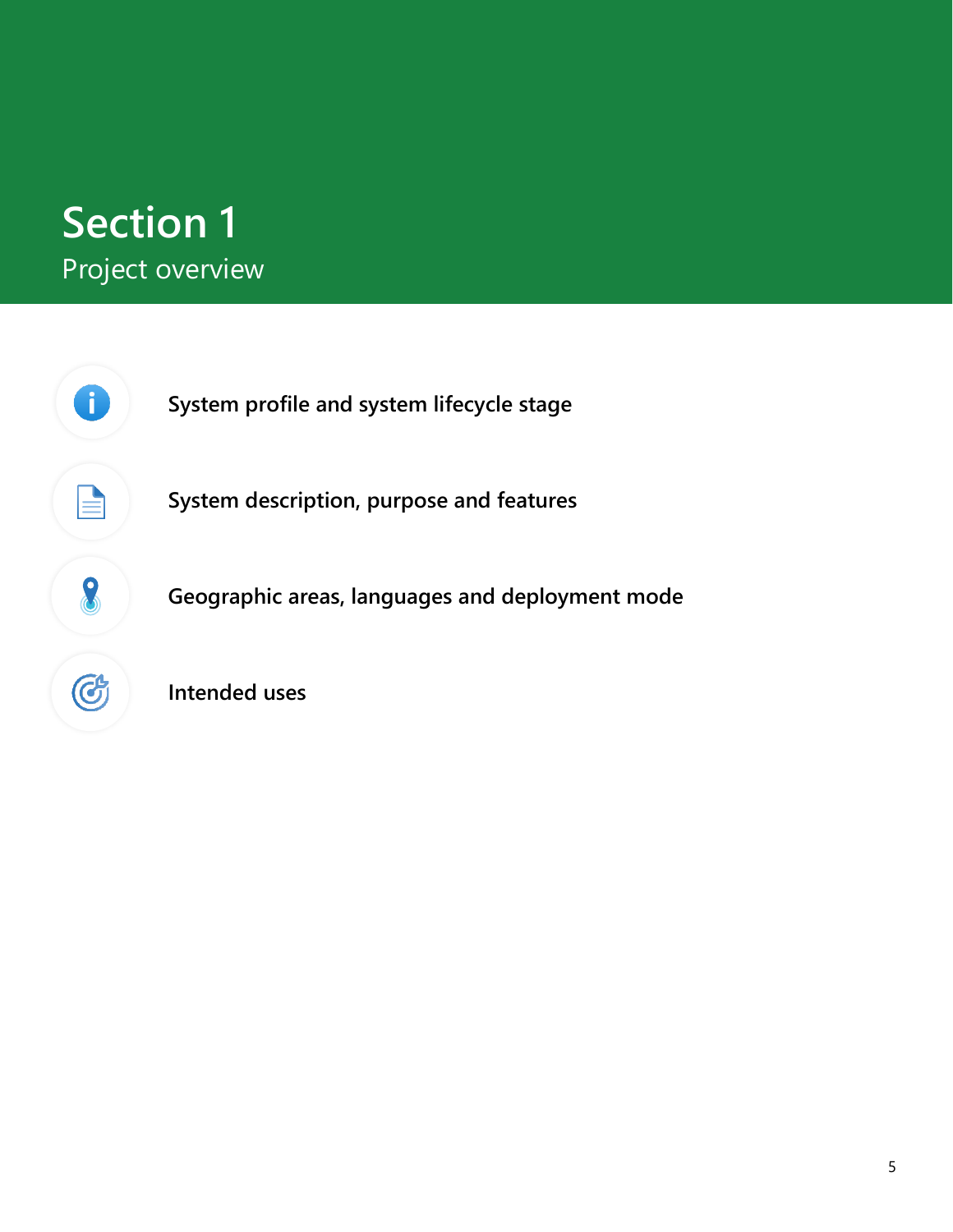# Section 1

## Project overview

- System profile and system lifecycle stage
- System description, purpose and features
- Geographic areas, languages and deployment mode
- Intended uses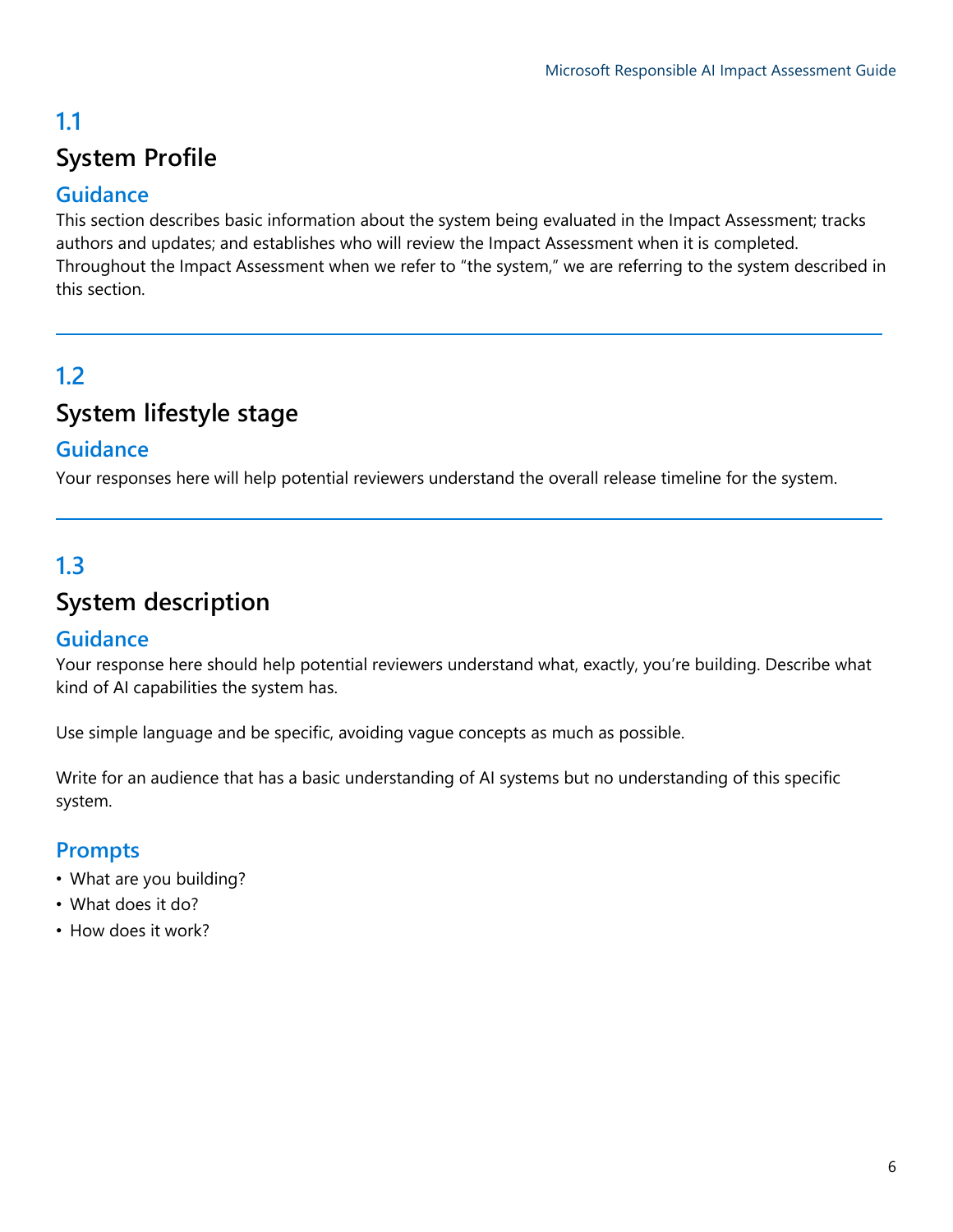## 1.1

## System Profile

### Guidance

This section describes basic information about the system being evaluated in the Impact Assessment; tracks authors and updates; and establishes who will review the Impact Assessment when it is completed. Throughout the Impact Assessment when we refer to “the system,” we are referring to the system described in this section.

---

## 1.2

## System lifestyle stage

### Guidance

Your responses here will help potential reviewers understand the overall release timeline for the system.

---

## 1.3

## System description

### Guidance

Your response here should help potential reviewers understand what, exactly, you’re building. Describe what kind of AI capabilities the system has.

Use simple language and be specific, avoiding vague concepts as much as possible.

Write for an audience that has a basic understanding of AI systems but no understanding of this specific system.

### Prompts

- What are you building?
- What does it do?
- How does it work?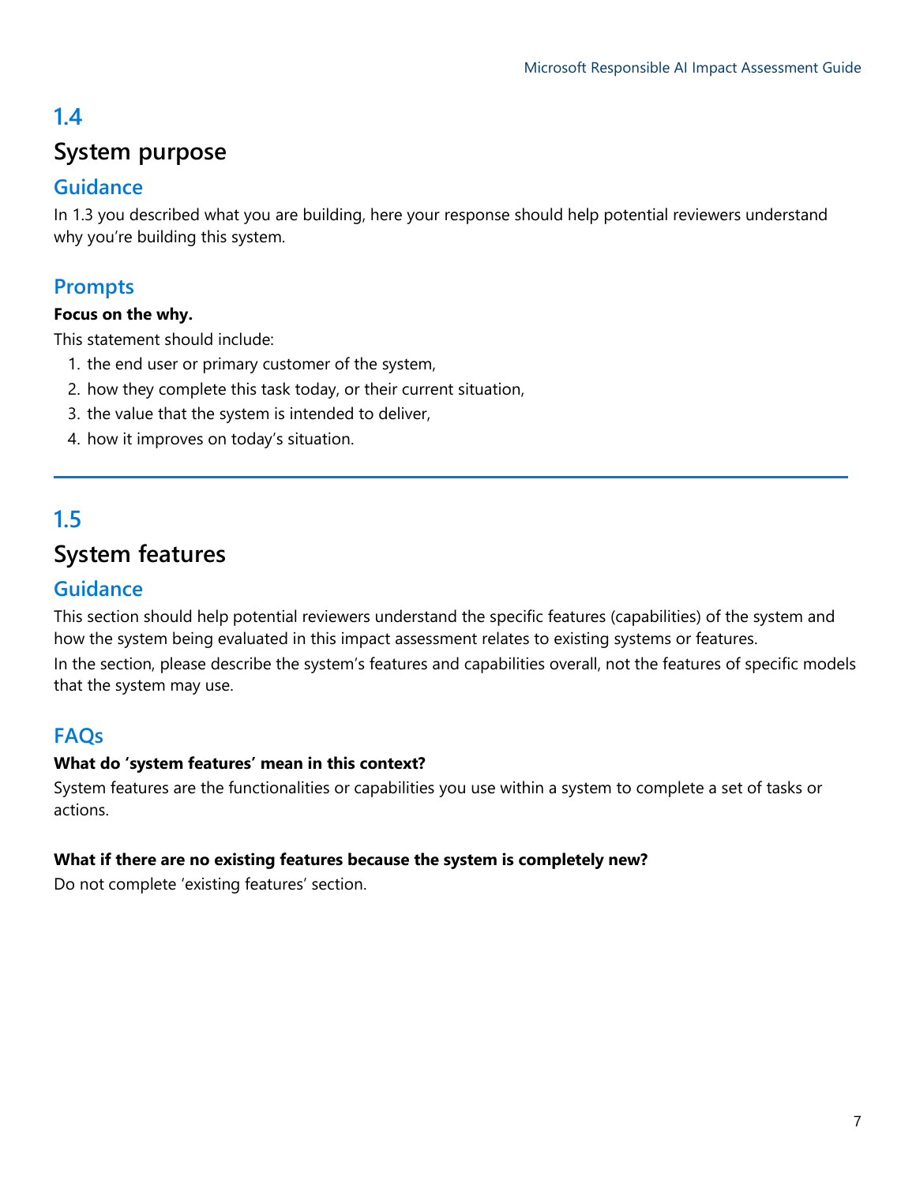## 1.4

## System purpose

### Guidance

In 1.3 you described what you are building, here your response should help potential reviewers understand why you're building this system.

### Prompts

**Focus on the why.**

This statement should include:

1. the end user or primary customer of the system,
2. how they complete this task today, or their current situation,
3. the value that the system is intended to deliver,
4. how it improves on today's situation.

---

## 1.5

## System features

### Guidance

This section should help potential reviewers understand the specific features (capabilities) of the system and how the system being evaluated in this impact assessment relates to existing systems or features.

In the section, please describe the system's features and capabilities overall, not the features of specific models that the system may use.

### FAQs

**What do 'system features' mean in this context?**

System features are the functionalities or capabilities you use within a system to complete a set of tasks or actions.

**What if there are no existing features because the system is completely new?**

Do not complete 'existing features' section.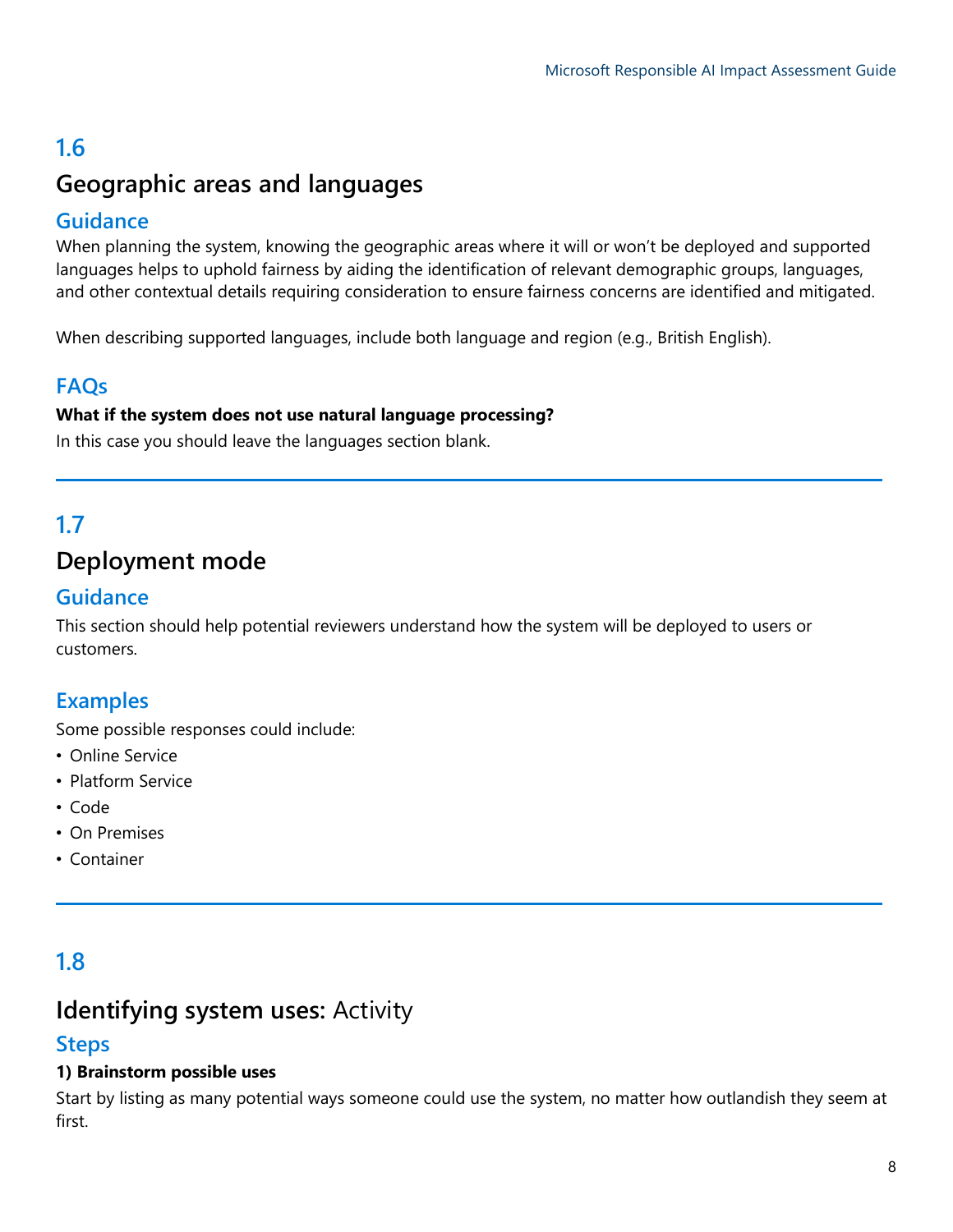## 1.6

## Geographic areas and languages

### Guidance

When planning the system, knowing the geographic areas where it will or won't be deployed and supported languages helps to uphold fairness by aiding the identification of relevant demographic groups, languages, and other contextual details requiring consideration to ensure fairness concerns are identified and mitigated.

When describing supported languages, include both language and region (e.g., British English).

### FAQs

**What if the system does not use natural language processing?**

In this case you should leave the languages section blank.

---

## 1.7

## Deployment mode

### Guidance

This section should help potential reviewers understand how the system will be deployed to users or customers.

### Examples

Some possible responses could include:

- Online Service
- Platform Service
- Code
- On Premises
- Container

---

## 1.8

## Identifying system uses: Activity

### Steps

**1) Brainstorm possible uses**

Start by listing as many potential ways someone could use the system, no matter how outlandish they seem at first.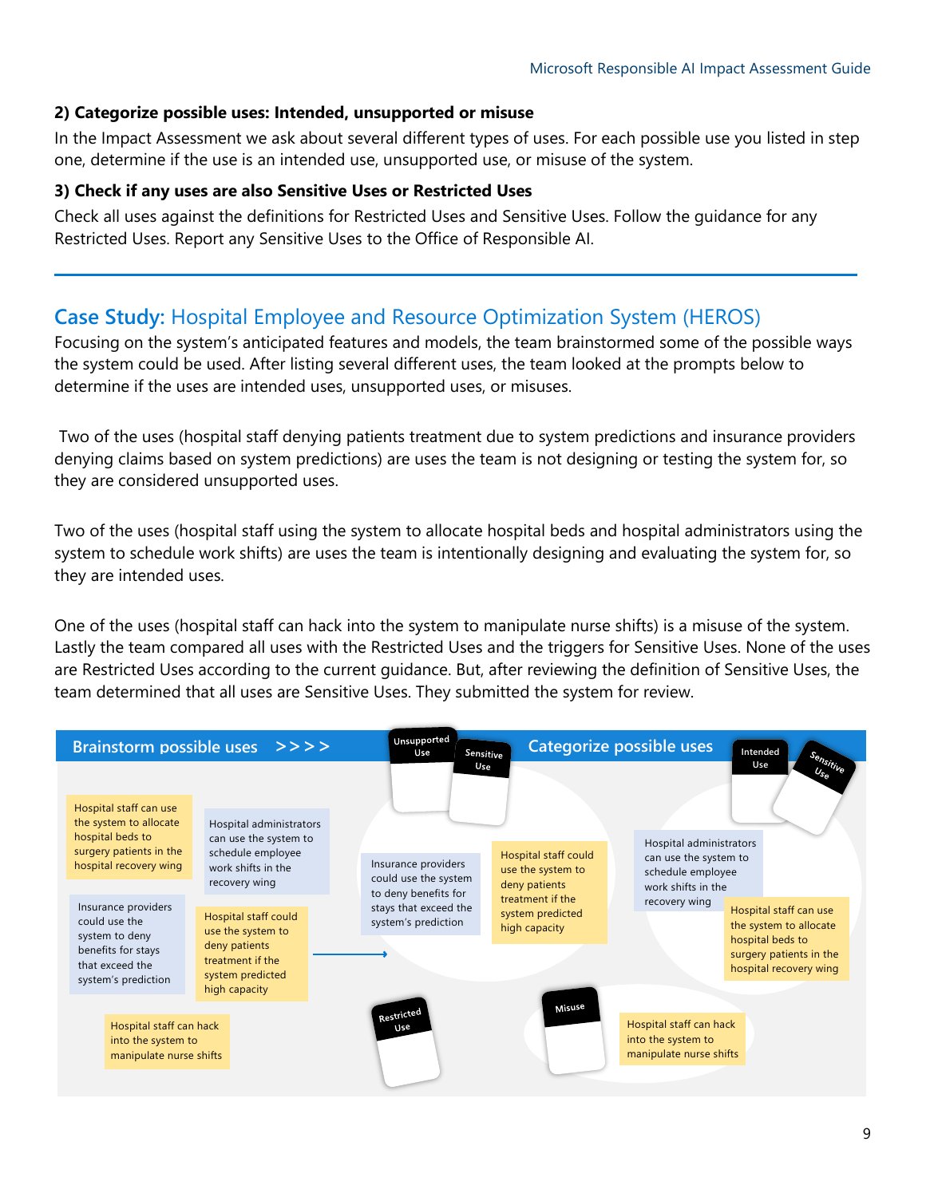**2) Categorize possible uses: Intended, unsupported or misuse**

In the Impact Assessment we ask about several different types of uses. For each possible use you listed in step one, determine if the use is an intended use, unsupported use, or misuse of the system.

**3) Check if any uses are also Sensitive Uses or Restricted Uses**

Check all uses against the definitions for Restricted Uses and Sensitive Uses. Follow the guidance for any Restricted Uses. Report any Sensitive Uses to the Office of Responsible AI.

---

## Case Study: Hospital Employee and Resource Optimization System (HEROS)

Focusing on the system's anticipated features and models, the team brainstormed some of the possible ways the system could be used. After listing several different uses, the team looked at the prompts below to determine if the uses are intended uses, unsupported uses, or misuses.

Two of the uses (hospital staff denying patients treatment due to system predictions and insurance providers denying claims based on system predictions) are uses the team is not designing or testing the system for, so they are considered unsupported uses.

Two of the uses (hospital staff using the system to allocate hospital beds and hospital administrators using the system to schedule work shifts) are uses the team is intentionally designing and evaluating the system for, so they are intended uses.

One of the uses (hospital staff can hack into the system to manipulate nurse shifts) is a misuse of the system. Lastly the team compared all uses with the Restricted Uses and the triggers for Sensitive Uses. None of the uses are Restricted Uses according to the current guidance. But, after reviewing the definition of Sensitive Uses, the team determined that all uses are Sensitive Uses. They submitted the system for review.

Brainstorm possible uses >>>>

Hospital staff can use the system to allocate hospital beds to surgery patients in the hospital recovery wing

Hospital administrators can use the system to schedule employee work shifts in the recovery wing

Insurance providers could use the system to deny benefits for stays that exceed the system's prediction

Hospital staff could use the system to deny patients treatment if the system predicted high capacity

Hospital staff can hack into the system to manipulate nurse shifts

Categorize possible uses

Unsupported Use

Sensitive Use

Insurance providers could use the system to deny benefits for stays that exceed the system's prediction

Hospital staff could use the system to deny patients treatment if the system predicted high capacity

Intended Use

Sensitive Use

Hospital administrators can use the system to schedule employee work shifts in the recovery wing

Hospital staff can use the system to allocate hospital beds to surgery patients in the hospital recovery wing

Restricted Use

Misuse

Hospital staff can hack into the system to manipulate nurse shifts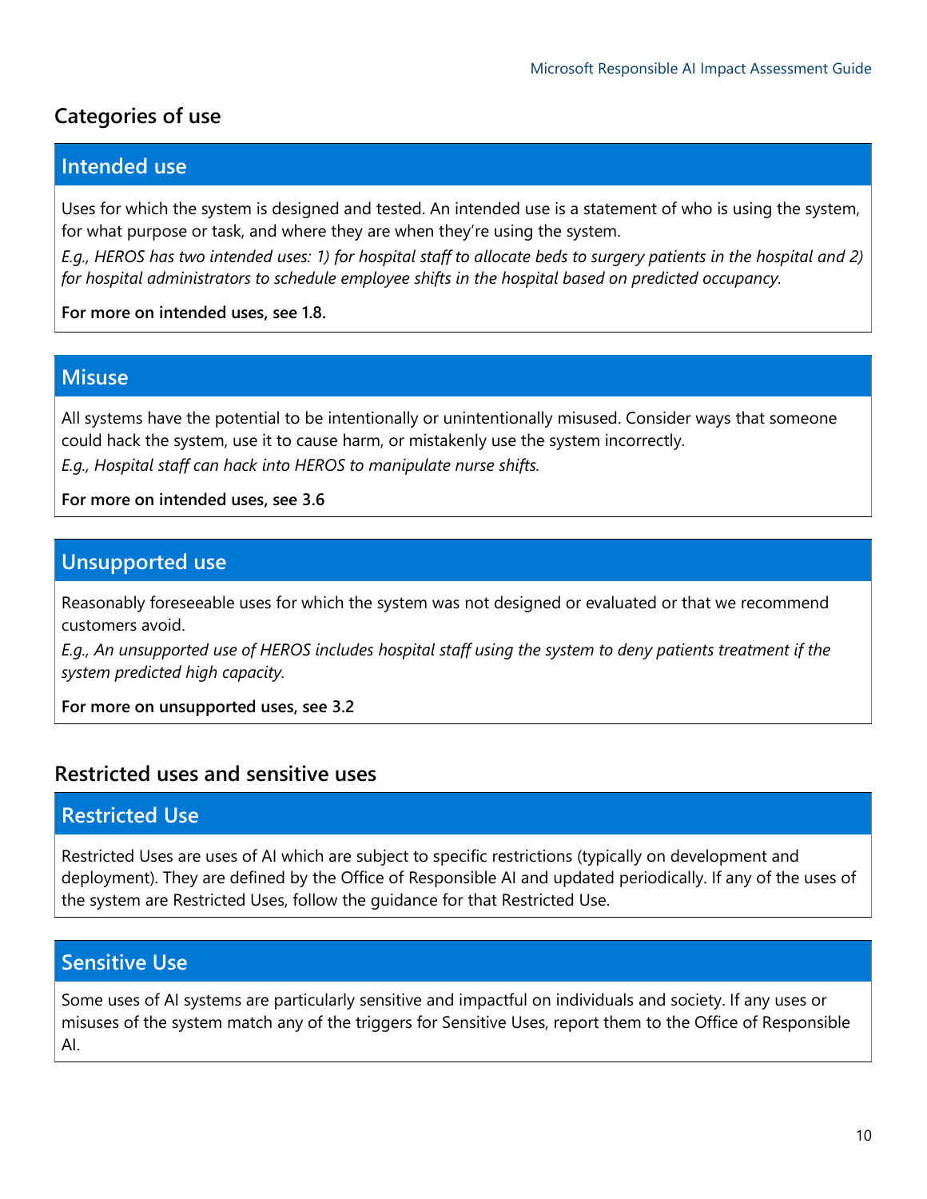## Categories of use

### Intended use

Uses for which the system is designed and tested. An intended use is a statement of who is using the system, for what purpose or task, and where they are when they're using the system.

*E.g., HEROS has two intended uses: 1) for hospital staff to allocate beds to surgery patients in the hospital and 2) for hospital administrators to schedule employee shifts in the hospital based on predicted occupancy.*

**For more on intended uses, see 1.8.**

### Misuse

All systems have the potential to be intentionally or unintentionally misused. Consider ways that someone could hack the system, use it to cause harm, or mistakenly use the system incorrectly.

*E.g., Hospital staff can hack into HEROS to manipulate nurse shifts.*

**For more on intended uses, see 3.6**

### Unsupported use

Reasonably foreseeable uses for which the system was not designed or evaluated or that we recommend customers avoid.

*E.g., An unsupported use of HEROS includes hospital staff using the system to deny patients treatment if the system predicted high capacity.*

**For more on unsupported uses, see 3.2**

## Restricted uses and sensitive uses

### Restricted Use

Restricted Uses are uses of AI which are subject to specific restrictions (typically on development and deployment). They are defined by the Office of Responsible AI and updated periodically. If any of the uses of the system are Restricted Uses, follow the guidance for that Restricted Use.

### Sensitive Use

Some uses of AI systems are particularly sensitive and impactful on individuals and society. If any uses or misuses of the system match any of the triggers for Sensitive Uses, report them to the Office of Responsible AI.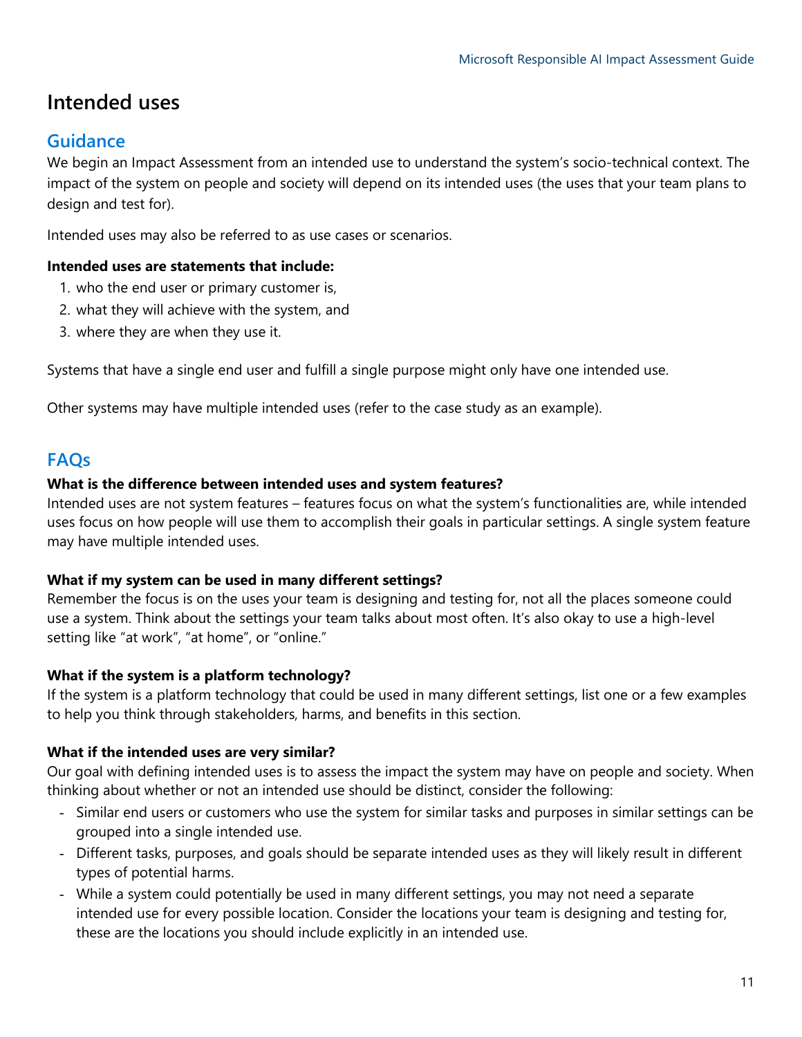# Intended uses

## Guidance

We begin an Impact Assessment from an intended use to understand the system's socio-technical context. The impact of the system on people and society will depend on its intended uses (the uses that your team plans to design and test for).

Intended uses may also be referred to as use cases or scenarios.

**Intended uses are statements that include:**

1. who the end user or primary customer is,
2. what they will achieve with the system, and
3. where they are when they use it.

Systems that have a single end user and fulfill a single purpose might only have one intended use.

Other systems may have multiple intended uses (refer to the case study as an example).

## FAQs

**What is the difference between intended uses and system features?**

Intended uses are not system features – features focus on what the system's functionalities are, while intended uses focus on how people will use them to accomplish their goals in particular settings. A single system feature may have multiple intended uses.

**What if my system can be used in many different settings?**

Remember the focus is on the uses your team is designing and testing for, not all the places someone could use a system. Think about the settings your team talks about most often. It's also okay to use a high-level setting like "at work", "at home", or "online."

**What if the system is a platform technology?**

If the system is a platform technology that could be used in many different settings, list one or a few examples to help you think through stakeholders, harms, and benefits in this section.

**What if the intended uses are very similar?**

Our goal with defining intended uses is to assess the impact the system may have on people and society. When thinking about whether or not an intended use should be distinct, consider the following:

- Similar end users or customers who use the system for similar tasks and purposes in similar settings can be grouped into a single intended use.
- Different tasks, purposes, and goals should be separate intended uses as they will likely result in different types of potential harms.
- While a system could potentially be used in many different settings, you may not need a separate intended use for every possible location. Consider the locations your team is designing and testing for, these are the locations you should include explicitly in an intended use.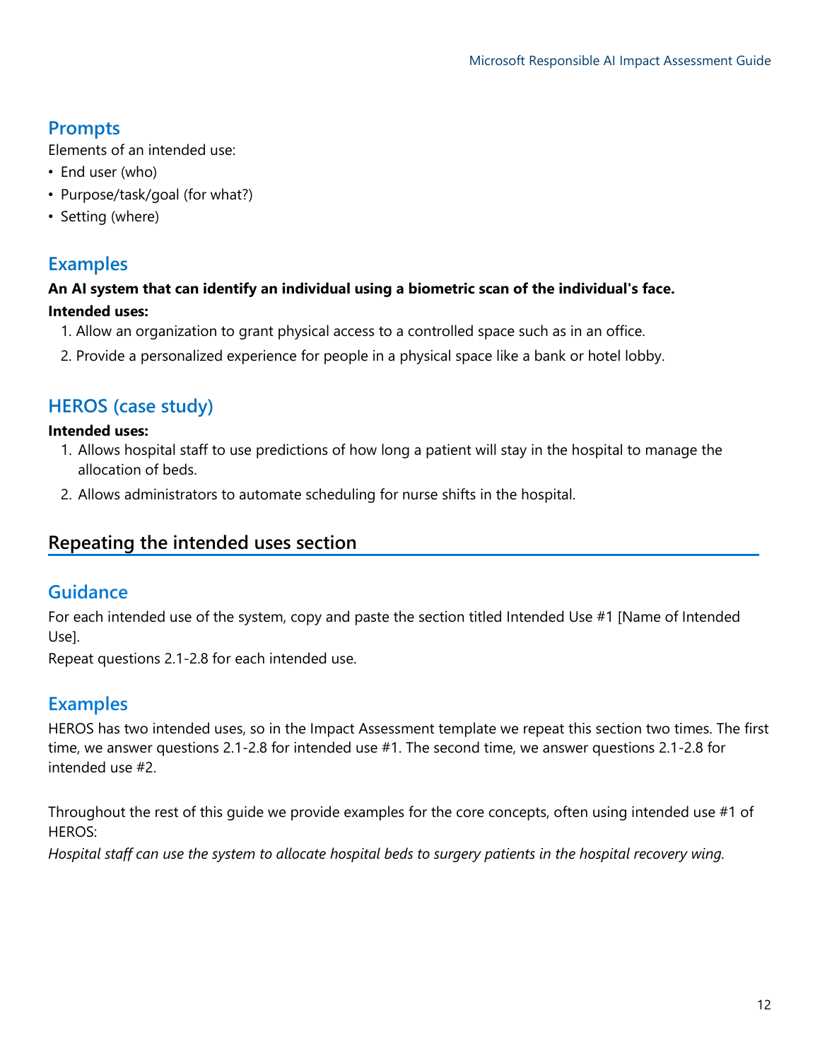### Prompts

Elements of an intended use:

- End user (who)
- Purpose/task/goal (for what?)
- Setting (where)

### Examples

**An AI system that can identify an individual using a biometric scan of the individual's face.**

**Intended uses:**

1. Allow an organization to grant physical access to a controlled space such as in an office.
2. Provide a personalized experience for people in a physical space like a bank or hotel lobby.

### HEROS (case study)

**Intended uses:**

1. Allows hospital staff to use predictions of how long a patient will stay in the hospital to manage the allocation of beds.
2. Allows administrators to automate scheduling for nurse shifts in the hospital.

## Repeating the intended uses section

### Guidance

For each intended use of the system, copy and paste the section titled Intended Use #1 [Name of Intended Use].

Repeat questions 2.1-2.8 for each intended use.

### Examples

HEROS has two intended uses, so in the Impact Assessment template we repeat this section two times. The first time, we answer questions 2.1-2.8 for intended use #1. The second time, we answer questions 2.1-2.8 for intended use #2.

Throughout the rest of this guide we provide examples for the core concepts, often using intended use #1 of HEROS:

*Hospital staff can use the system to allocate hospital beds to surgery patients in the hospital recovery wing.*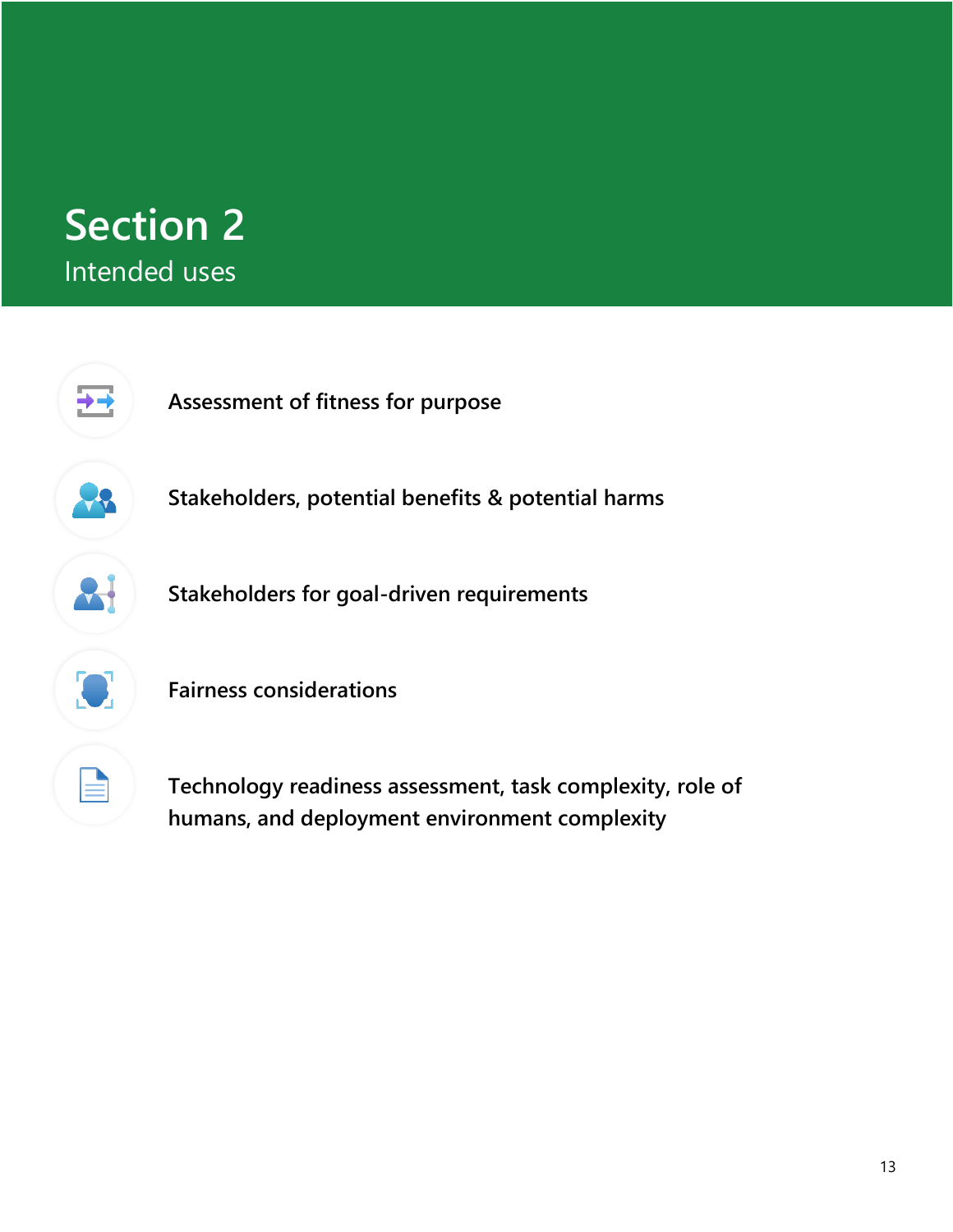# Section 2
## Intended uses

- Assessment of fitness for purpose
- Stakeholders, potential benefits & potential harms
- Stakeholders for goal-driven requirements
- Fairness considerations
- Technology readiness assessment, task complexity, role of humans, and deployment environment complexity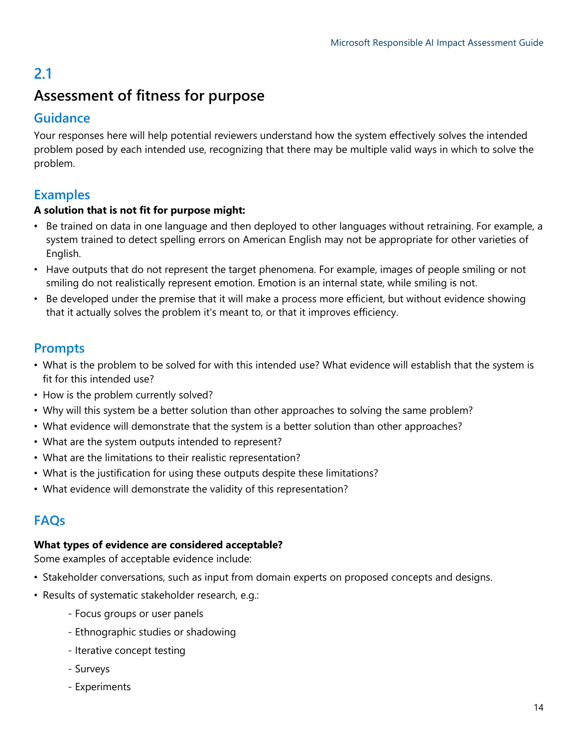## 2.1

# Assessment of fitness for purpose

### Guidance

Your responses here will help potential reviewers understand how the system effectively solves the intended problem posed by each intended use, recognizing that there may be multiple valid ways in which to solve the problem.

### Examples

**A solution that is not fit for purpose might:**

- Be trained on data in one language and then deployed to other languages without retraining. For example, a system trained to detect spelling errors on American English may not be appropriate for other varieties of English.
- Have outputs that do not represent the target phenomena. For example, images of people smiling or not smiling do not realistically represent emotion. Emotion is an internal state, while smiling is not.
- Be developed under the premise that it will make a process more efficient, but without evidence showing that it actually solves the problem it's meant to, or that it improves efficiency.

### Prompts

- What is the problem to be solved for with this intended use? What evidence will establish that the system is fit for this intended use?
- How is the problem currently solved?
- Why will this system be a better solution than other approaches to solving the same problem?
- What evidence will demonstrate that the system is a better solution than other approaches?
- What are the system outputs intended to represent?
- What are the limitations to their realistic representation?
- What is the justification for using these outputs despite these limitations?
- What evidence will demonstrate the validity of this representation?

### FAQs

**What types of evidence are considered acceptable?**

Some examples of acceptable evidence include:

- Stakeholder conversations, such as input from domain experts on proposed concepts and designs.
- Results of systematic stakeholder research, e.g.:
  - Focus groups or user panels
  - Ethnographic studies or shadowing
  - Iterative concept testing
  - Surveys
  - Experiments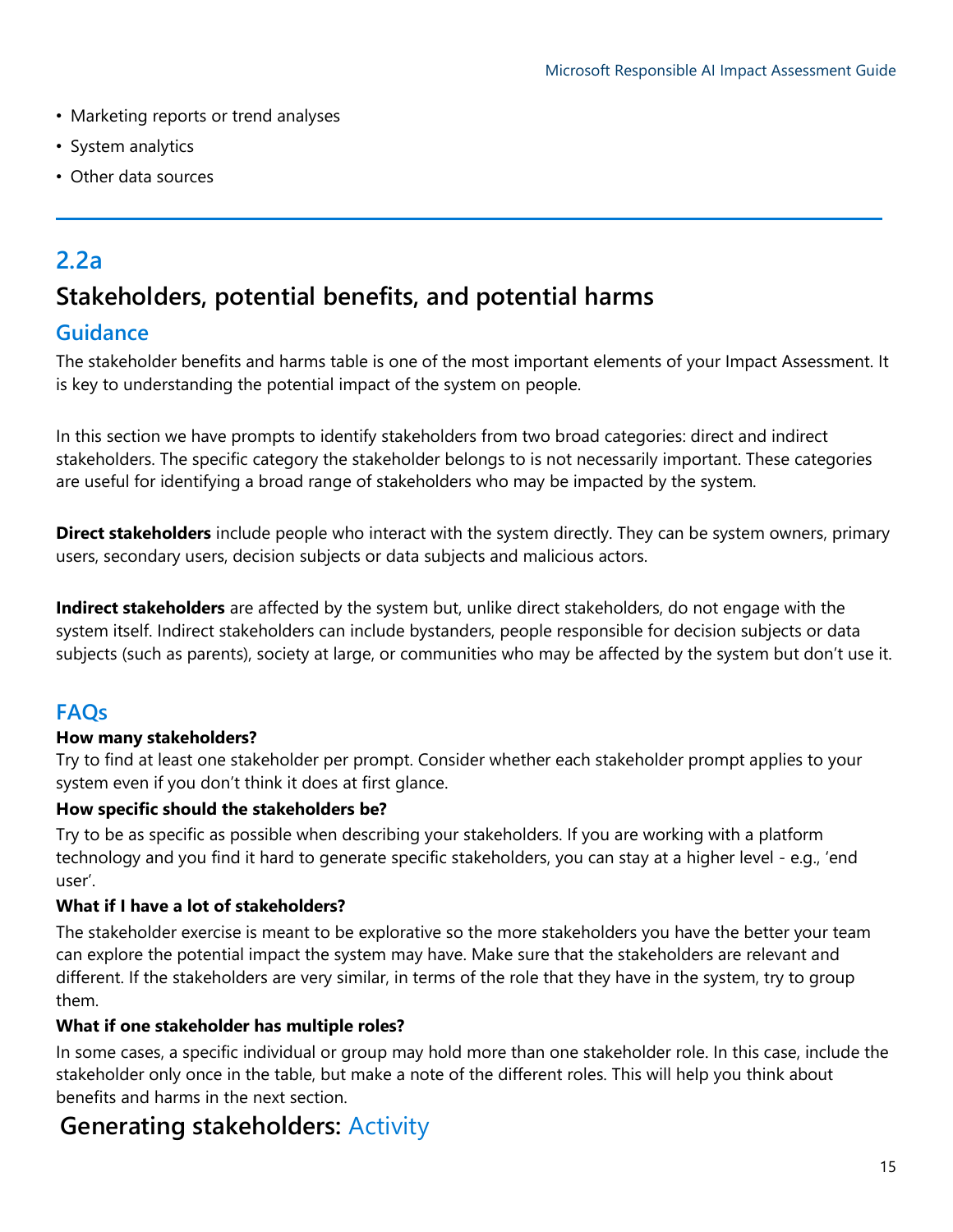- Marketing reports or trend analyses
- System analytics
- Other data sources

---

## 2.2a

## Stakeholders, potential benefits, and potential harms

### Guidance

The stakeholder benefits and harms table is one of the most important elements of your Impact Assessment. It is key to understanding the potential impact of the system on people.

In this section we have prompts to identify stakeholders from two broad categories: direct and indirect stakeholders. The specific category the stakeholder belongs to is not necessarily important. These categories are useful for identifying a broad range of stakeholders who may be impacted by the system.

**Direct stakeholders** include people who interact with the system directly. They can be system owners, primary users, secondary users, decision subjects or data subjects and malicious actors.

**Indirect stakeholders** are affected by the system but, unlike direct stakeholders, do not engage with the system itself. Indirect stakeholders can include bystanders, people responsible for decision subjects or data subjects (such as parents), society at large, or communities who may be affected by the system but don't use it.

### FAQs

**How many stakeholders?**

Try to find at least one stakeholder per prompt. Consider whether each stakeholder prompt applies to your system even if you don't think it does at first glance.

**How specific should the stakeholders be?**

Try to be as specific as possible when describing your stakeholders. If you are working with a platform technology and you find it hard to generate specific stakeholders, you can stay at a higher level - e.g., 'end user'.

**What if I have a lot of stakeholders?**

The stakeholder exercise is meant to be explorative so the more stakeholders you have the better your team can explore the potential impact the system may have. Make sure that the stakeholders are relevant and different. If the stakeholders are very similar, in terms of the role that they have in the system, try to group them.

**What if one stakeholder has multiple roles?**

In some cases, a specific individual or group may hold more than one stakeholder role. In this case, include the stakeholder only once in the table, but make a note of the different roles. This will help you think about benefits and harms in the next section.

## Generating stakeholders: Activity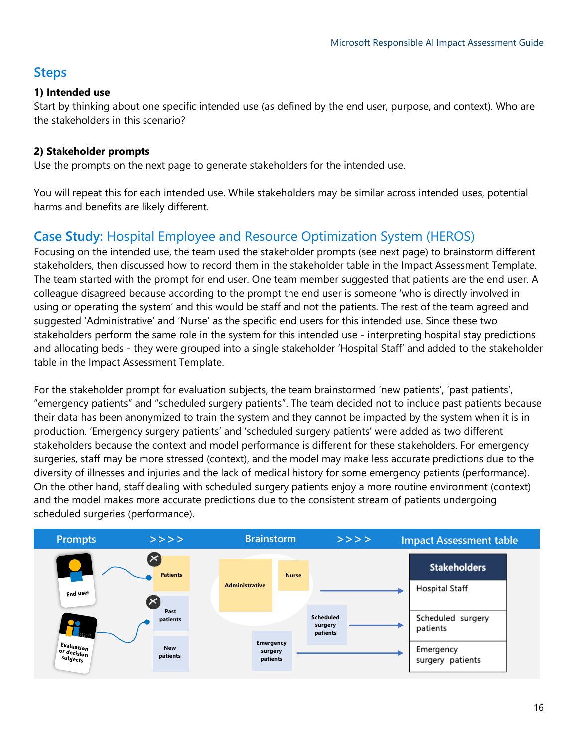## Steps

**1) Intended use**

Start by thinking about one specific intended use (as defined by the end user, purpose, and context). Who are the stakeholders in this scenario?

**2) Stakeholder prompts**

Use the prompts on the next page to generate stakeholders for the intended use.

You will repeat this for each intended use. While stakeholders may be similar across intended uses, potential harms and benefits are likely different.

## Case Study: Hospital Employee and Resource Optimization System (HEROS)

Focusing on the intended use, the team used the stakeholder prompts (see next page) to brainstorm different stakeholders, then discussed how to record them in the stakeholder table in the Impact Assessment Template. The team started with the prompt for end user. One team member suggested that patients are the end user. A colleague disagreed because according to the prompt the end user is someone 'who is directly involved in using or operating the system' and this would be staff and not the patients. The rest of the team agreed and suggested 'Administrative' and 'Nurse' as the specific end users for this intended use. Since these two stakeholders perform the same role in the system for this intended use - interpreting hospital stay predictions and allocating beds - they were grouped into a single stakeholder 'Hospital Staff' and added to the stakeholder table in the Impact Assessment Template.

For the stakeholder prompt for evaluation subjects, the team brainstormed 'new patients', 'past patients', "emergency patients" and "scheduled surgery patients". The team decided not to include past patients because their data has been anonymized to train the system and they cannot be impacted by the system when it is in production. 'Emergency surgery patients' and 'scheduled surgery patients' were added as two different stakeholders because the context and model performance is different for these stakeholders. For emergency surgeries, staff may be more stressed (context), and the model may make less accurate predictions due to the diversity of illnesses and injuries and the lack of medical history for some emergency patients (performance). On the other hand, staff dealing with scheduled surgery patients enjoy a more routine environment (context) and the model makes more accurate predictions due to the consistent stream of patients undergoing scheduled surgeries (performance).

Prompts >>>> Brainstorm >>>> Impact Assessment table

End user

Evaluation or decision subjects

Patients

Past patients

New patients

Administrative

Nurse

Scheduled surgery patients

Emergency surgery patients

| Stakeholders |
|---|
| Hospital Staff |
| Scheduled surgery patients |
| Emergency surgery patients |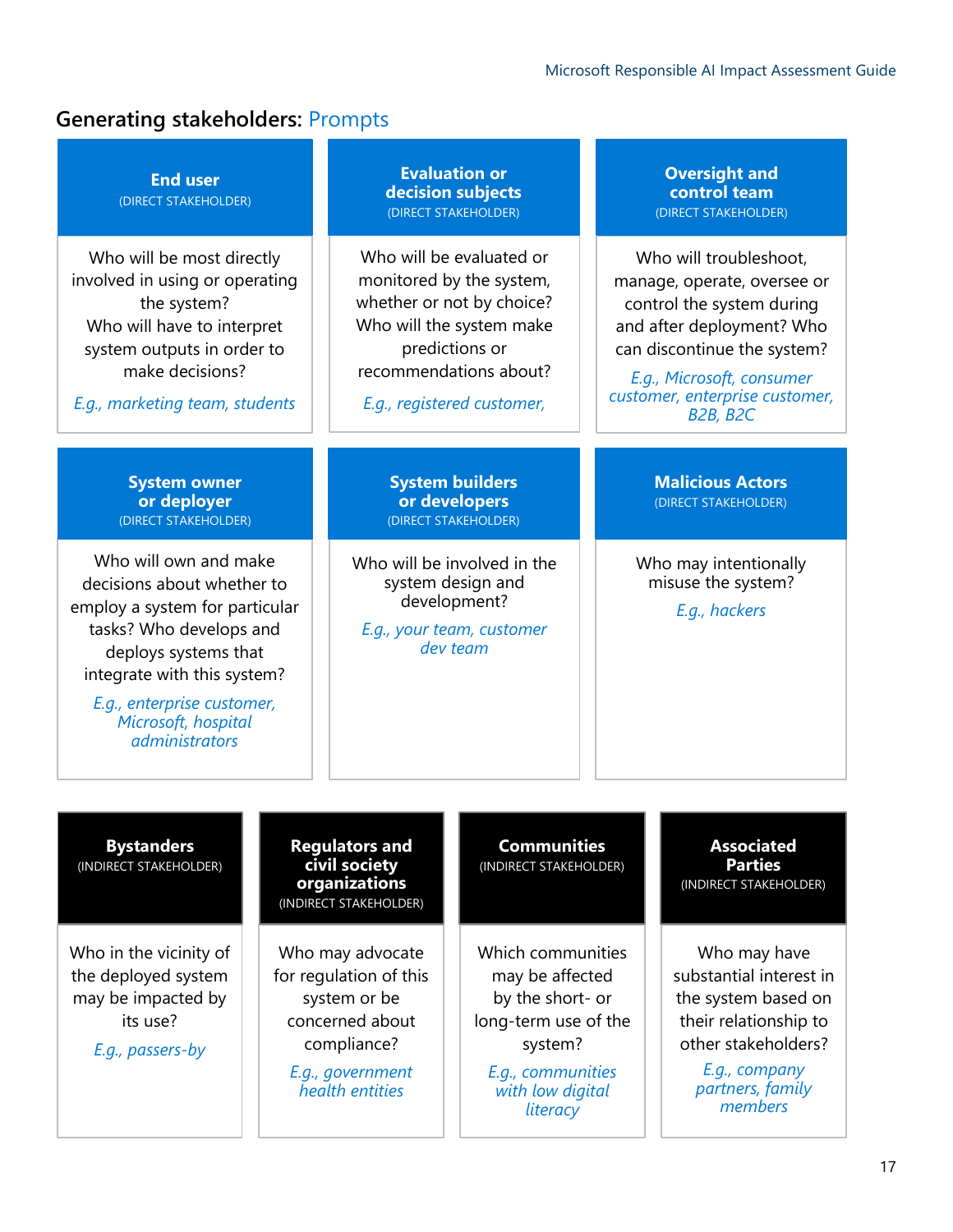## Generating stakeholders: Prompts

**End user**
(DIRECT STAKEHOLDER)

Who will be most directly involved in using or operating the system?
Who will have to interpret system outputs in order to make decisions?

*E.g., marketing team, students*

**Evaluation or decision subjects**
(DIRECT STAKEHOLDER)

Who will be evaluated or monitored by the system, whether or not by choice? Who will the system make predictions or recommendations about?

*E.g., registered customer,*

**Oversight and control team**
(DIRECT STAKEHOLDER)

Who will troubleshoot, manage, operate, oversee or control the system during and after deployment? Who can discontinue the system?

*E.g., Microsoft, consumer customer, enterprise customer, B2B, B2C*

**System owner or deployer**
(DIRECT STAKEHOLDER)

Who will own and make decisions about whether to employ a system for particular tasks? Who develops and deploys systems that integrate with this system?

*E.g., enterprise customer, Microsoft, hospital administrators*

**System builders or developers**
(DIRECT STAKEHOLDER)

Who will be involved in the system design and development?

*E.g., your team, customer dev team*

**Malicious Actors**
(DIRECT STAKEHOLDER)

Who may intentionally misuse the system?

*E.g., hackers*

**Bystanders**
(INDIRECT STAKEHOLDER)

Who in the vicinity of the deployed system may be impacted by its use?

*E.g., passers-by*

**Regulators and civil society organizations**
(INDIRECT STAKEHOLDER)

Who may advocate for regulation of this system or be concerned about compliance?

*E.g., government health entities*

**Communities**
(INDIRECT STAKEHOLDER)

Which communities may be affected by the short- or long-term use of the system?

*E.g., communities with low digital literacy*

**Associated Parties**
(INDIRECT STAKEHOLDER)

Who may have substantial interest in the system based on their relationship to other stakeholders?

*E.g., company partners, family members*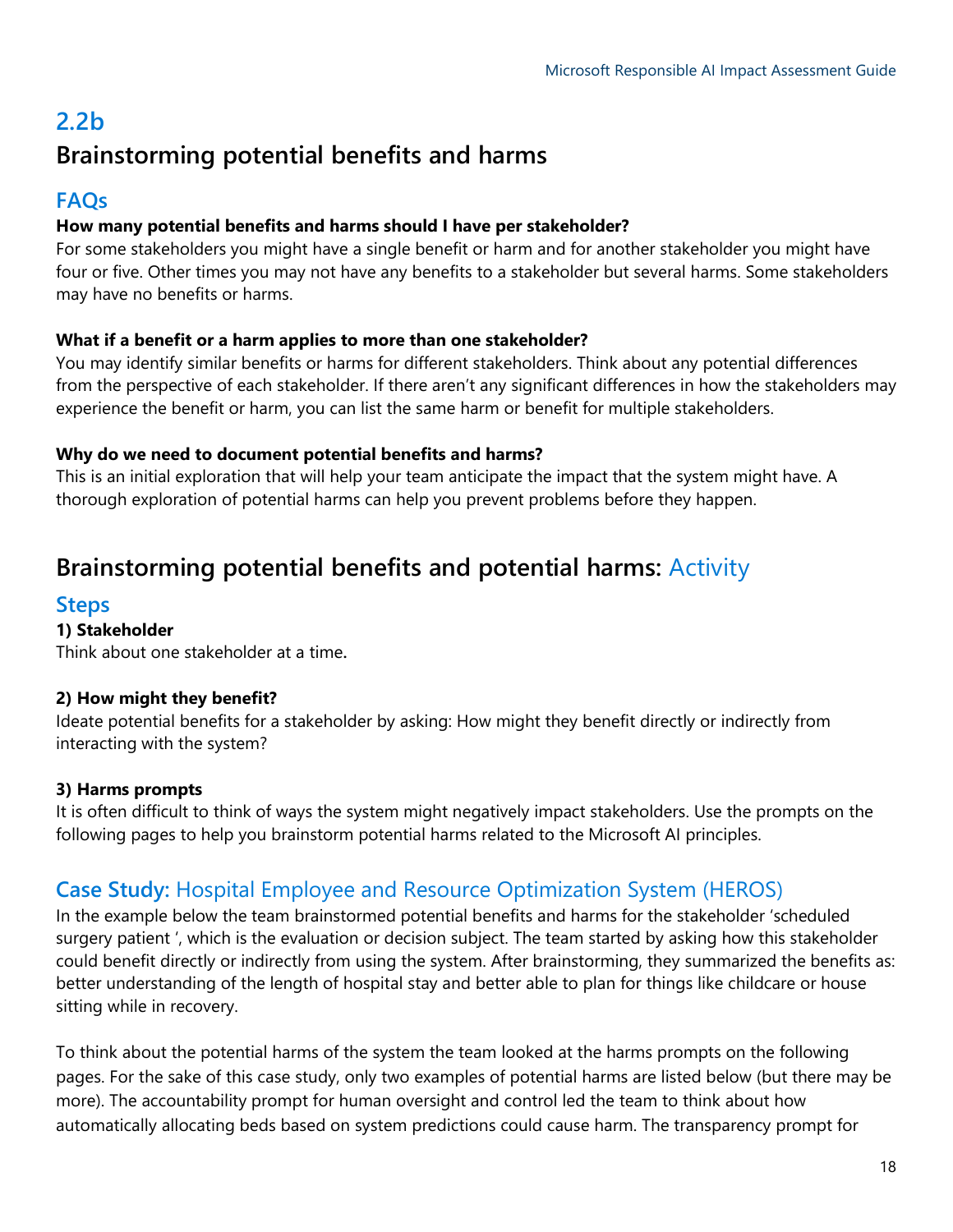## 2.2b

# Brainstorming potential benefits and harms

### FAQs

**How many potential benefits and harms should I have per stakeholder?**

For some stakeholders you might have a single benefit or harm and for another stakeholder you might have four or five. Other times you may not have any benefits to a stakeholder but several harms. Some stakeholders may have no benefits or harms.

**What if a benefit or a harm applies to more than one stakeholder?**

You may identify similar benefits or harms for different stakeholders. Think about any potential differences from the perspective of each stakeholder. If there aren't any significant differences in how the stakeholders may experience the benefit or harm, you can list the same harm or benefit for multiple stakeholders.

**Why do we need to document potential benefits and harms?**

This is an initial exploration that will help your team anticipate the impact that the system might have. A thorough exploration of potential harms can help you prevent problems before they happen.

## Brainstorming potential benefits and potential harms: Activity

### Steps

**1) Stakeholder**

Think about one stakeholder at a time.

**2) How might they benefit?**

Ideate potential benefits for a stakeholder by asking: How might they benefit directly or indirectly from interacting with the system?

**3) Harms prompts**

It is often difficult to think of ways the system might negatively impact stakeholders. Use the prompts on the following pages to help you brainstorm potential harms related to the Microsoft AI principles.

### Case Study: Hospital Employee and Resource Optimization System (HEROS)

In the example below the team brainstormed potential benefits and harms for the stakeholder 'scheduled surgery patient ', which is the evaluation or decision subject. The team started by asking how this stakeholder could benefit directly or indirectly from using the system. After brainstorming, they summarized the benefits as: better understanding of the length of hospital stay and better able to plan for things like childcare or house sitting while in recovery.

To think about the potential harms of the system the team looked at the harms prompts on the following pages. For the sake of this case study, only two examples of potential harms are listed below (but there may be more). The accountability prompt for human oversight and control led the team to think about how automatically allocating beds based on system predictions could cause harm. The transparency prompt for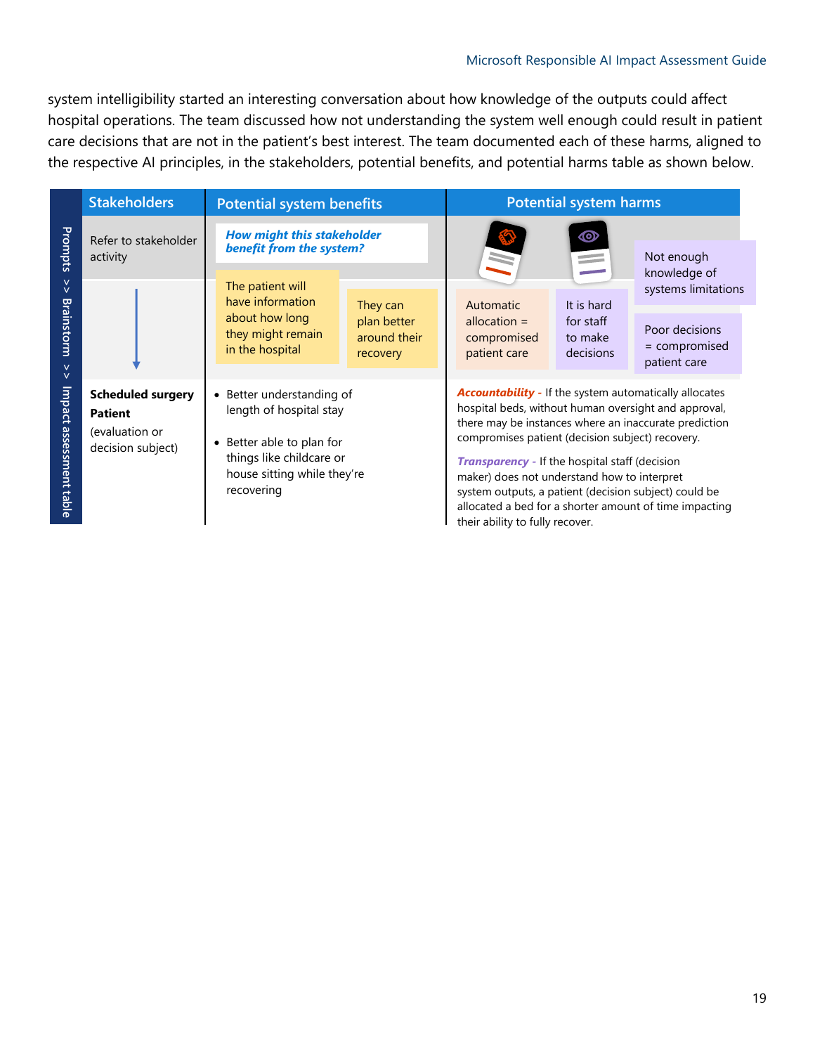system intelligibility started an interesting conversation about how knowledge of the outputs could affect hospital operations. The team discussed how not understanding the system well enough could result in patient care decisions that are not in the patient's best interest. The team documented each of these harms, aligned to the respective AI principles, in the stakeholders, potential benefits, and potential harms table as shown below.

Prompts >> Brainstorm >> Impact assessment table

| Stakeholders | Potential system benefits | Potential system harms |
|---|---|---|
| Refer to stakeholder activity | ***How might this stakeholder benefit from the system?*** The patient will have information about how long they might remain in the hospital. They can plan better around their recovery | Automatic allocation = compromised patient care. It is hard for staff to make decisions. Not enough knowledge of systems limitations. Poor decisions = compromised patient care |
| **Scheduled surgery Patient** (evaluation or decision subject) | • Better understanding of length of hospital stay<br>• Better able to plan for things like childcare or house sitting while they're recovering | ***Accountability*** - If the system automatically allocates hospital beds, without human oversight and approval, there may be instances where an inaccurate prediction compromises patient (decision subject) recovery.<br>***Transparency*** - If the hospital staff (decision maker) does not understand how to interpret system outputs, a patient (decision subject) could be allocated a bed for a shorter amount of time impacting their ability to fully recover. |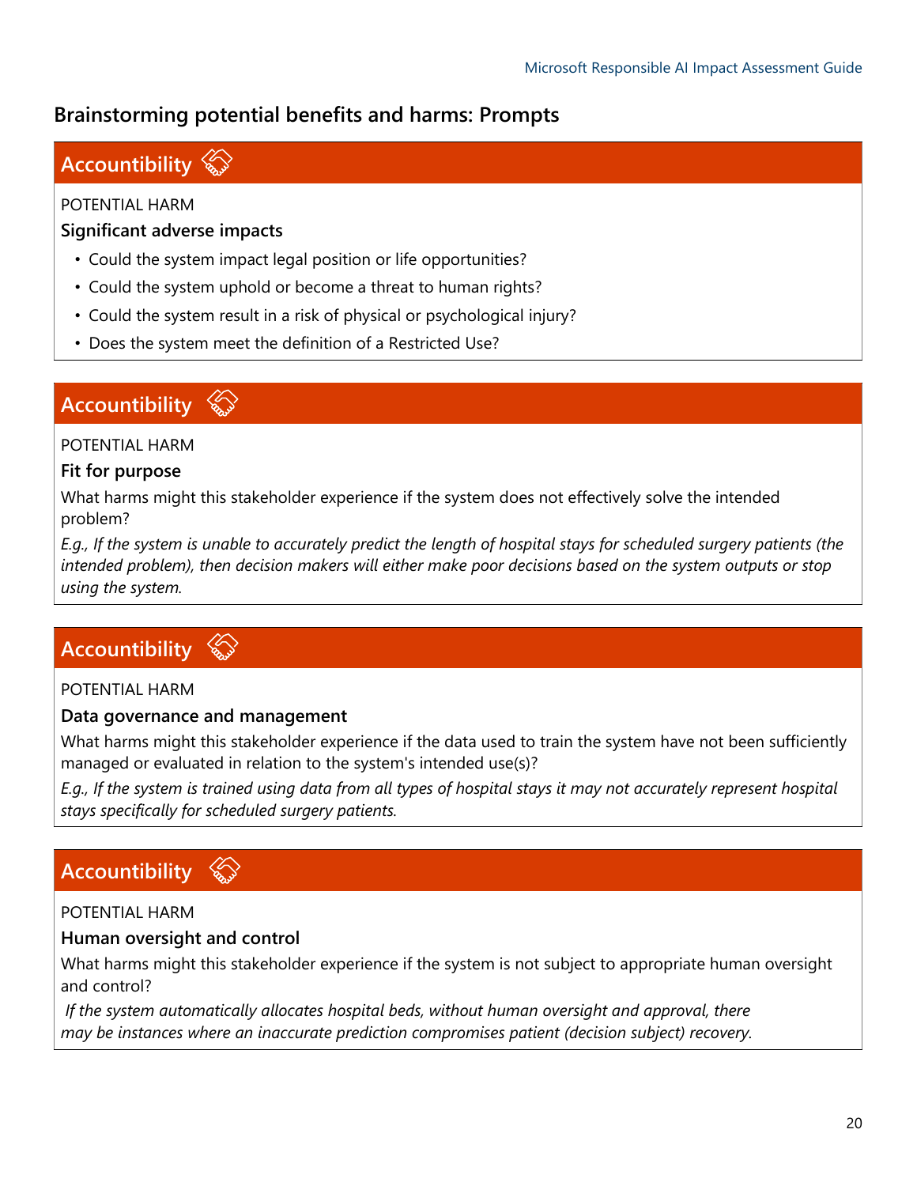## Brainstorming potential benefits and harms: Prompts

### Accountibility

POTENTIAL HARM

**Significant adverse impacts**

- Could the system impact legal position or life opportunities?
- Could the system uphold or become a threat to human rights?
- Could the system result in a risk of physical or psychological injury?
- Does the system meet the definition of a Restricted Use?

### Accountibility

POTENTIAL HARM

**Fit for purpose**

What harms might this stakeholder experience if the system does not effectively solve the intended problem?

*E.g., If the system is unable to accurately predict the length of hospital stays for scheduled surgery patients (the intended problem), then decision makers will either make poor decisions based on the system outputs or stop using the system.*

### Accountibility

POTENTIAL HARM

**Data governance and management**

What harms might this stakeholder experience if the data used to train the system have not been sufficiently managed or evaluated in relation to the system's intended use(s)?

*E.g., If the system is trained using data from all types of hospital stays it may not accurately represent hospital stays specifically for scheduled surgery patients.*

### Accountibility

POTENTIAL HARM

**Human oversight and control**

What harms might this stakeholder experience if the system is not subject to appropriate human oversight and control?

*If the system automatically allocates hospital beds, without human oversight and approval, there may be instances where an inaccurate prediction compromises patient (decision subject) recovery.*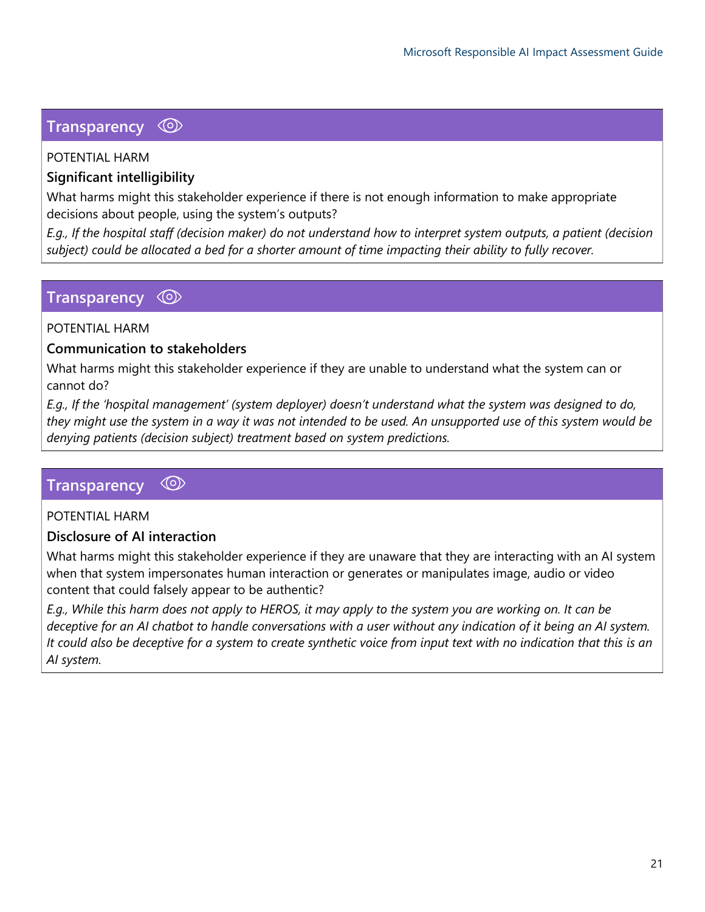## Transparency

POTENTIAL HARM

**Significant intelligibility**

What harms might this stakeholder experience if there is not enough information to make appropriate decisions about people, using the system's outputs?

*E.g., If the hospital staff (decision maker) do not understand how to interpret system outputs, a patient (decision subject) could be allocated a bed for a shorter amount of time impacting their ability to fully recover.*

## Transparency

POTENTIAL HARM

**Communication to stakeholders**

What harms might this stakeholder experience if they are unable to understand what the system can or cannot do?

*E.g., If the 'hospital management' (system deployer) doesn't understand what the system was designed to do, they might use the system in a way it was not intended to be used. An unsupported use of this system would be denying patients (decision subject) treatment based on system predictions.*

## Transparency

POTENTIAL HARM

**Disclosure of AI interaction**

What harms might this stakeholder experience if they are unaware that they are interacting with an AI system when that system impersonates human interaction or generates or manipulates image, audio or video content that could falsely appear to be authentic?

*E.g., While this harm does not apply to HEROS, it may apply to the system you are working on. It can be deceptive for an AI chatbot to handle conversations with a user without any indication of it being an AI system. It could also be deceptive for a system to create synthetic voice from input text with no indication that this is an AI system.*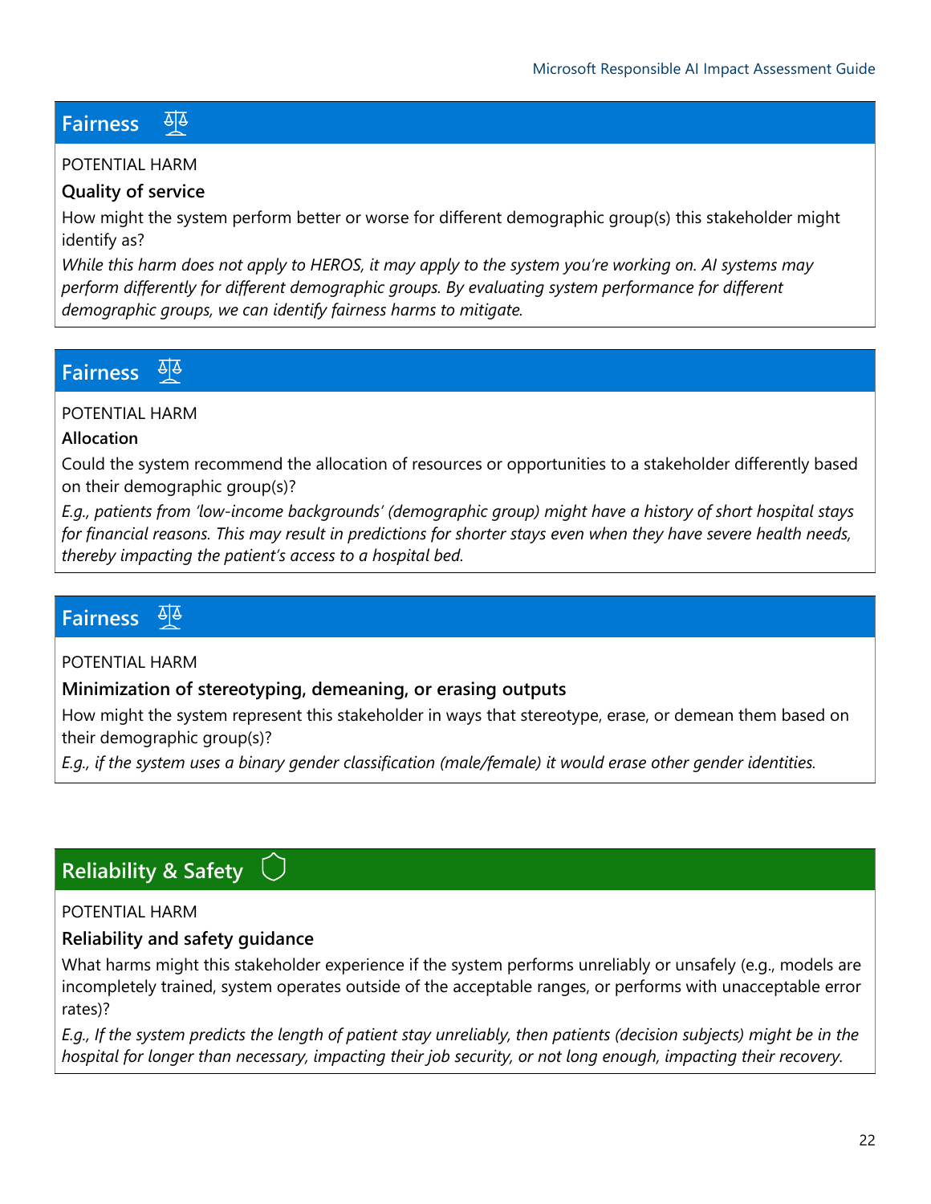## Fairness ⚖

POTENTIAL HARM

**Quality of service**

How might the system perform better or worse for different demographic group(s) this stakeholder might identify as?

*While this harm does not apply to HEROS, it may apply to the system you're working on. AI systems may perform differently for different demographic groups. By evaluating system performance for different demographic groups, we can identify fairness harms to mitigate.*

## Fairness ⚖

POTENTIAL HARM

**Allocation**

Could the system recommend the allocation of resources or opportunities to a stakeholder differently based on their demographic group(s)?

*E.g., patients from 'low-income backgrounds' (demographic group) might have a history of short hospital stays for financial reasons. This may result in predictions for shorter stays even when they have severe health needs, thereby impacting the patient's access to a hospital bed.*

## Fairness ⚖

POTENTIAL HARM

**Minimization of stereotyping, demeaning, or erasing outputs**

How might the system represent this stakeholder in ways that stereotype, erase, or demean them based on their demographic group(s)?

*E.g., if the system uses a binary gender classification (male/female) it would erase other gender identities.*

## Reliability & Safety

POTENTIAL HARM

**Reliability and safety guidance**

What harms might this stakeholder experience if the system performs unreliably or unsafely (e.g., models are incompletely trained, system operates outside of the acceptable ranges, or performs with unacceptable error rates)?

*E.g., If the system predicts the length of patient stay unreliably, then patients (decision subjects) might be in the hospital for longer than necessary, impacting their job security, or not long enough, impacting their recovery.*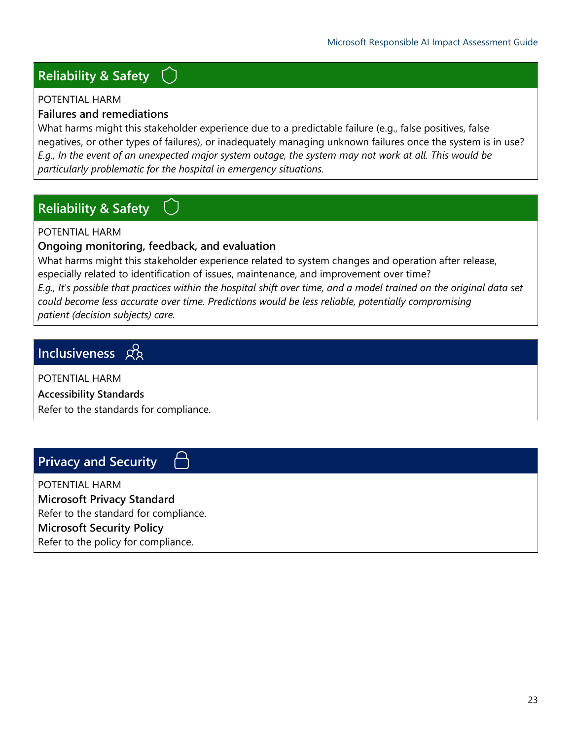## Reliability & Safety

POTENTIAL HARM

**Failures and remediations**

What harms might this stakeholder experience due to a predictable failure (e.g., false positives, false negatives, or other types of failures), or inadequately managing unknown failures once the system is in use?

*E.g., In the event of an unexpected major system outage, the system may not work at all. This would be particularly problematic for the hospital in emergency situations.*

## Reliability & Safety

POTENTIAL HARM

**Ongoing monitoring, feedback, and evaluation**

What harms might this stakeholder experience related to system changes and operation after release, especially related to identification of issues, maintenance, and improvement over time?

*E.g., It's possible that practices within the hospital shift over time, and a model trained on the original data set could become less accurate over time. Predictions would be less reliable, potentially compromising patient (decision subjects) care.*

## Inclusiveness

POTENTIAL HARM

**Accessibility Standards**

Refer to the standards for compliance.

## Privacy and Security

POTENTIAL HARM

**Microsoft Privacy Standard**

Refer to the standard for compliance.

**Microsoft Security Policy**

Refer to the policy for compliance.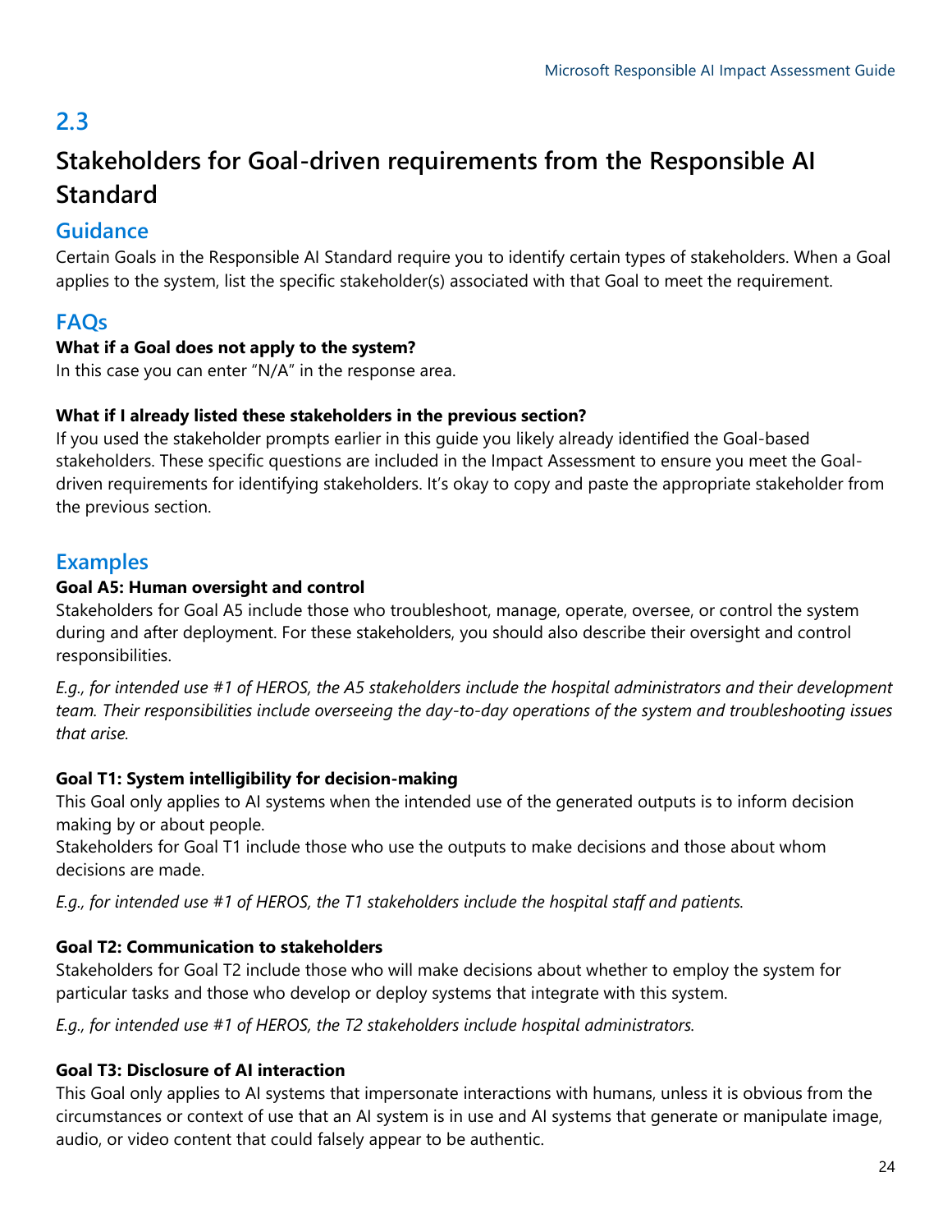## 2.3

## Stakeholders for Goal-driven requirements from the Responsible AI Standard

### Guidance

Certain Goals in the Responsible AI Standard require you to identify certain types of stakeholders. When a Goal applies to the system, list the specific stakeholder(s) associated with that Goal to meet the requirement.

### FAQs

**What if a Goal does not apply to the system?**
In this case you can enter "N/A" in the response area.

**What if I already listed these stakeholders in the previous section?**
If you used the stakeholder prompts earlier in this guide you likely already identified the Goal-based stakeholders. These specific questions are included in the Impact Assessment to ensure you meet the Goal-driven requirements for identifying stakeholders. It's okay to copy and paste the appropriate stakeholder from the previous section.

### Examples

**Goal A5: Human oversight and control**
Stakeholders for Goal A5 include those who troubleshoot, manage, operate, oversee, or control the system during and after deployment. For these stakeholders, you should also describe their oversight and control responsibilities.

*E.g., for intended use #1 of HEROS, the A5 stakeholders include the hospital administrators and their development team. Their responsibilities include overseeing the day-to-day operations of the system and troubleshooting issues that arise.*

**Goal T1: System intelligibility for decision-making**
This Goal only applies to AI systems when the intended use of the generated outputs is to inform decision making by or about people.
Stakeholders for Goal T1 include those who use the outputs to make decisions and those about whom decisions are made.

*E.g., for intended use #1 of HEROS, the T1 stakeholders include the hospital staff and patients.*

**Goal T2: Communication to stakeholders**
Stakeholders for Goal T2 include those who will make decisions about whether to employ the system for particular tasks and those who develop or deploy systems that integrate with this system.

*E.g., for intended use #1 of HEROS, the T2 stakeholders include hospital administrators.*

**Goal T3: Disclosure of AI interaction**
This Goal only applies to AI systems that impersonate interactions with humans, unless it is obvious from the circumstances or context of use that an AI system is in use and AI systems that generate or manipulate image, audio, or video content that could falsely appear to be authentic.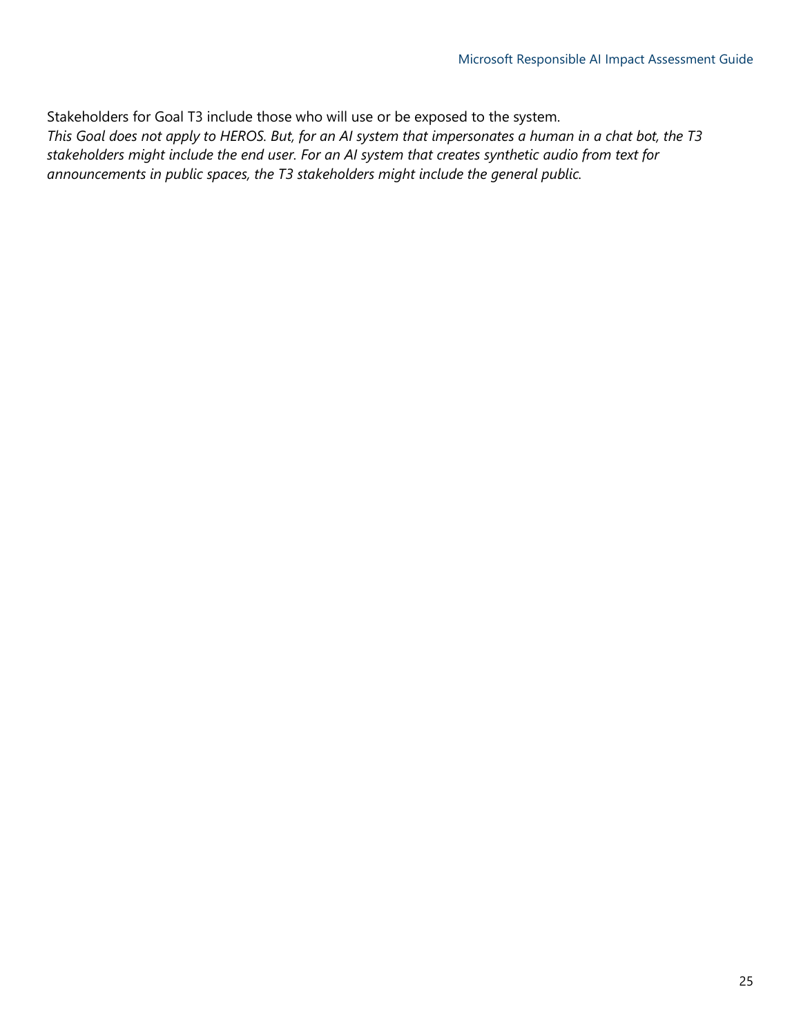Stakeholders for Goal T3 include those who will use or be exposed to the system.
*This Goal does not apply to HEROS. But, for an AI system that impersonates a human in a chat bot, the T3 stakeholders might include the end user. For an AI system that creates synthetic audio from text for announcements in public spaces, the T3 stakeholders might include the general public.*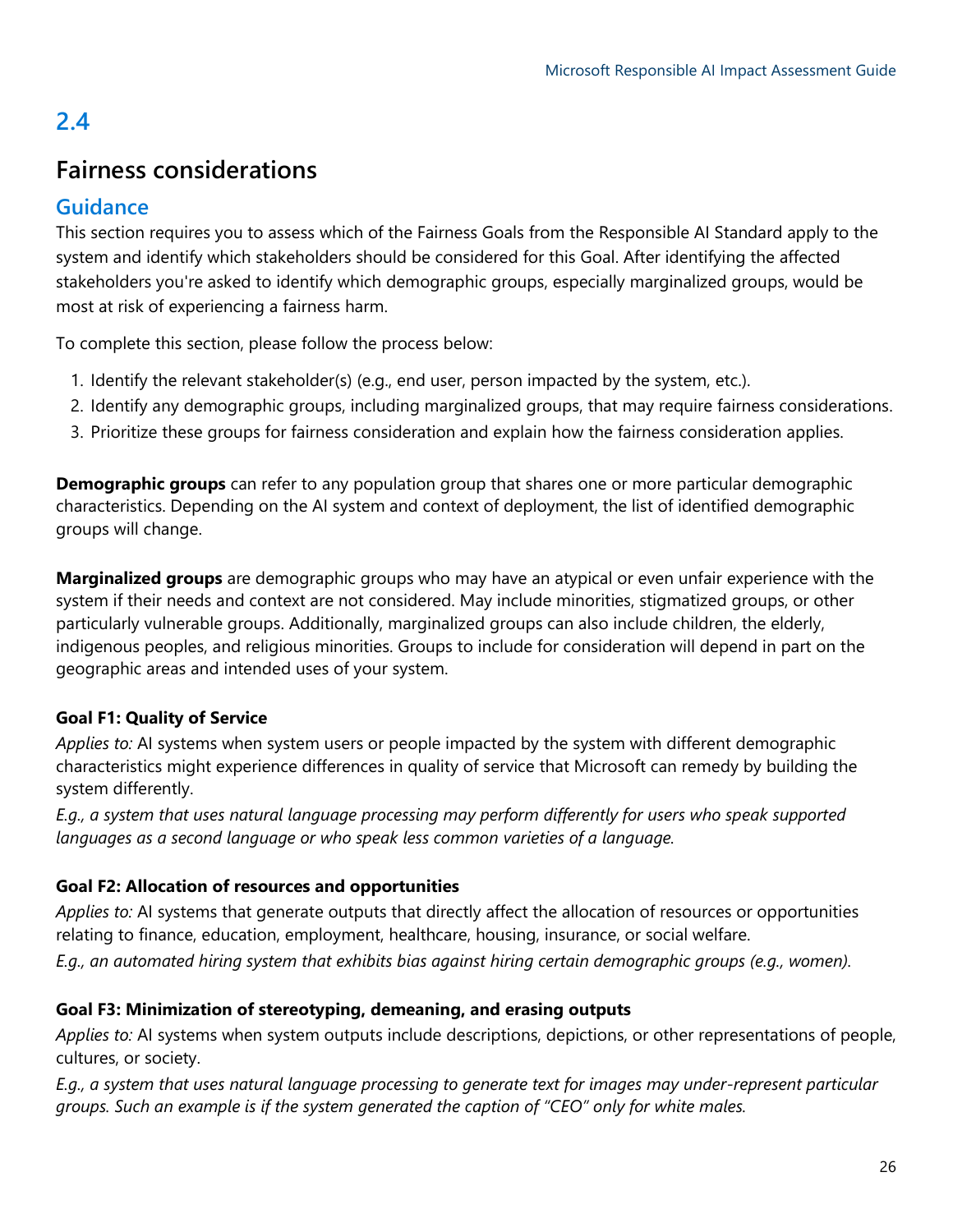## 2.4

## Fairness considerations

### Guidance

This section requires you to assess which of the Fairness Goals from the Responsible AI Standard apply to the system and identify which stakeholders should be considered for this Goal. After identifying the affected stakeholders you're asked to identify which demographic groups, especially marginalized groups, would be most at risk of experiencing a fairness harm.

To complete this section, please follow the process below:

1. Identify the relevant stakeholder(s) (e.g., end user, person impacted by the system, etc.).
2. Identify any demographic groups, including marginalized groups, that may require fairness considerations.
3. Prioritize these groups for fairness consideration and explain how the fairness consideration applies.

**Demographic groups** can refer to any population group that shares one or more particular demographic characteristics. Depending on the AI system and context of deployment, the list of identified demographic groups will change.

**Marginalized groups** are demographic groups who may have an atypical or even unfair experience with the system if their needs and context are not considered. May include minorities, stigmatized groups, or other particularly vulnerable groups. Additionally, marginalized groups can also include children, the elderly, indigenous peoples, and religious minorities. Groups to include for consideration will depend in part on the geographic areas and intended uses of your system.

**Goal F1: Quality of Service**

*Applies to:* AI systems when system users or people impacted by the system with different demographic characteristics might experience differences in quality of service that Microsoft can remedy by building the system differently.

*E.g., a system that uses natural language processing may perform differently for users who speak supported languages as a second language or who speak less common varieties of a language.*

**Goal F2: Allocation of resources and opportunities**

*Applies to:* AI systems that generate outputs that directly affect the allocation of resources or opportunities relating to finance, education, employment, healthcare, housing, insurance, or social welfare.

*E.g., an automated hiring system that exhibits bias against hiring certain demographic groups (e.g., women).*

**Goal F3: Minimization of stereotyping, demeaning, and erasing outputs**

*Applies to:* AI systems when system outputs include descriptions, depictions, or other representations of people, cultures, or society.

*E.g., a system that uses natural language processing to generate text for images may under-represent particular groups. Such an example is if the system generated the caption of "CEO" only for white males.*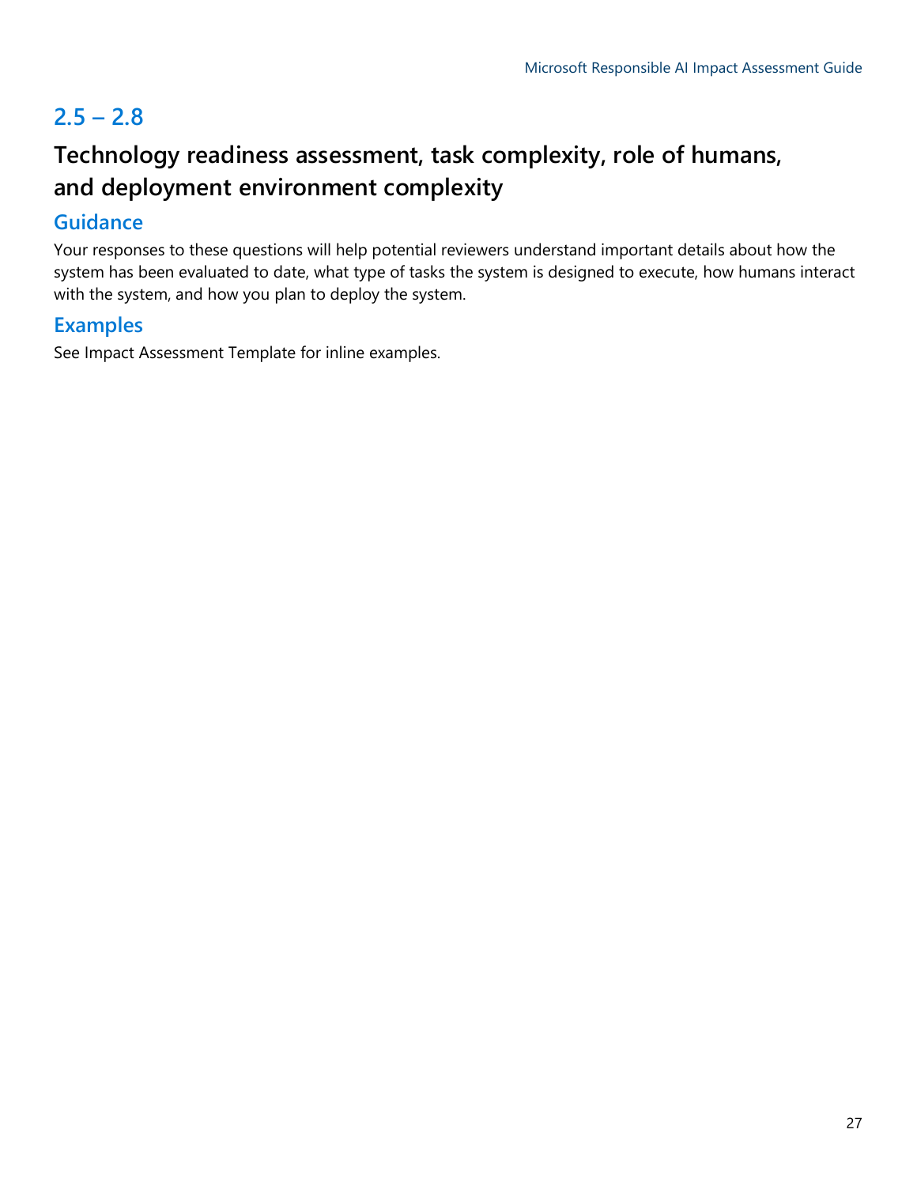## 2.5 – 2.8

# Technology readiness assessment, task complexity, role of humans, and deployment environment complexity

### Guidance

Your responses to these questions will help potential reviewers understand important details about how the system has been evaluated to date, what type of tasks the system is designed to execute, how humans interact with the system, and how you plan to deploy the system.

### Examples

See Impact Assessment Template for inline examples.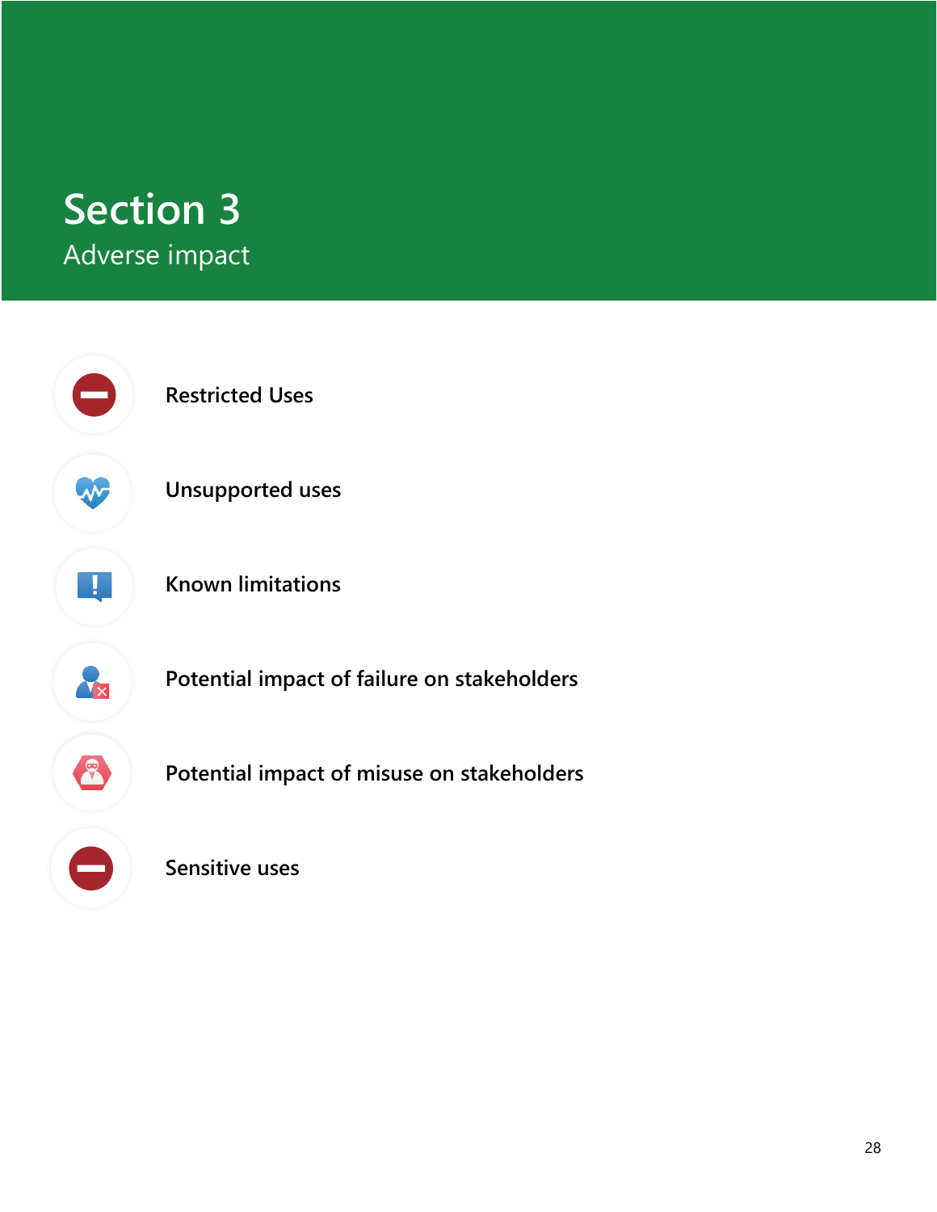# Section 3

## Adverse impact

- Restricted Uses
- Unsupported uses
- Known limitations
- Potential impact of failure on stakeholders
- Potential impact of misuse on stakeholders
- Sensitive uses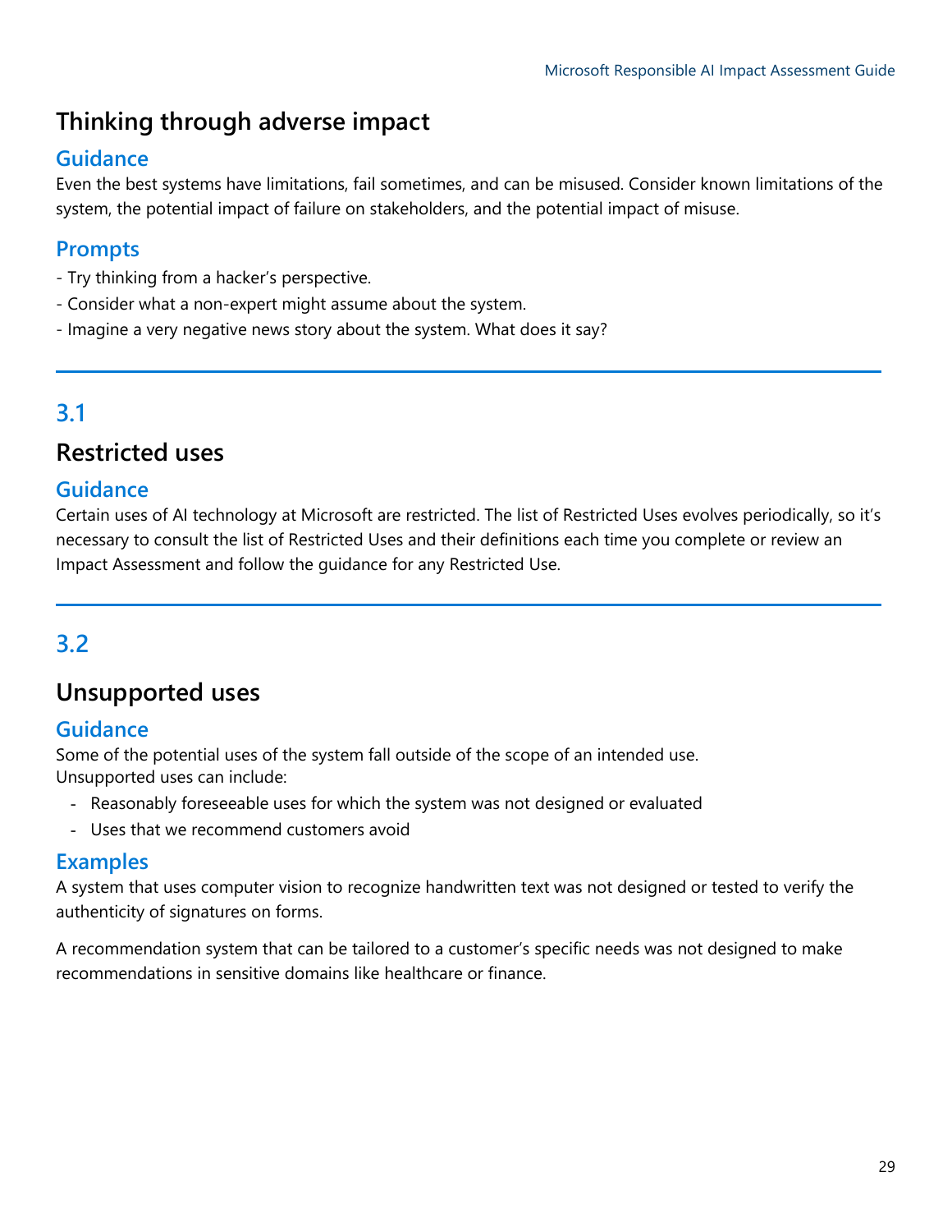## Thinking through adverse impact

### Guidance

Even the best systems have limitations, fail sometimes, and can be misused. Consider known limitations of the system, the potential impact of failure on stakeholders, and the potential impact of misuse.

### Prompts

- Try thinking from a hacker's perspective.
- Consider what a non-expert might assume about the system.
- Imagine a very negative news story about the system. What does it say?

---

## 3.1

## Restricted uses

### Guidance

Certain uses of AI technology at Microsoft are restricted. The list of Restricted Uses evolves periodically, so it's necessary to consult the list of Restricted Uses and their definitions each time you complete or review an Impact Assessment and follow the guidance for any Restricted Use.

---

## 3.2

## Unsupported uses

### Guidance

Some of the potential uses of the system fall outside of the scope of an intended use.
Unsupported uses can include:

- Reasonably foreseeable uses for which the system was not designed or evaluated
- Uses that we recommend customers avoid

### Examples

A system that uses computer vision to recognize handwritten text was not designed or tested to verify the authenticity of signatures on forms.

A recommendation system that can be tailored to a customer's specific needs was not designed to make recommendations in sensitive domains like healthcare or finance.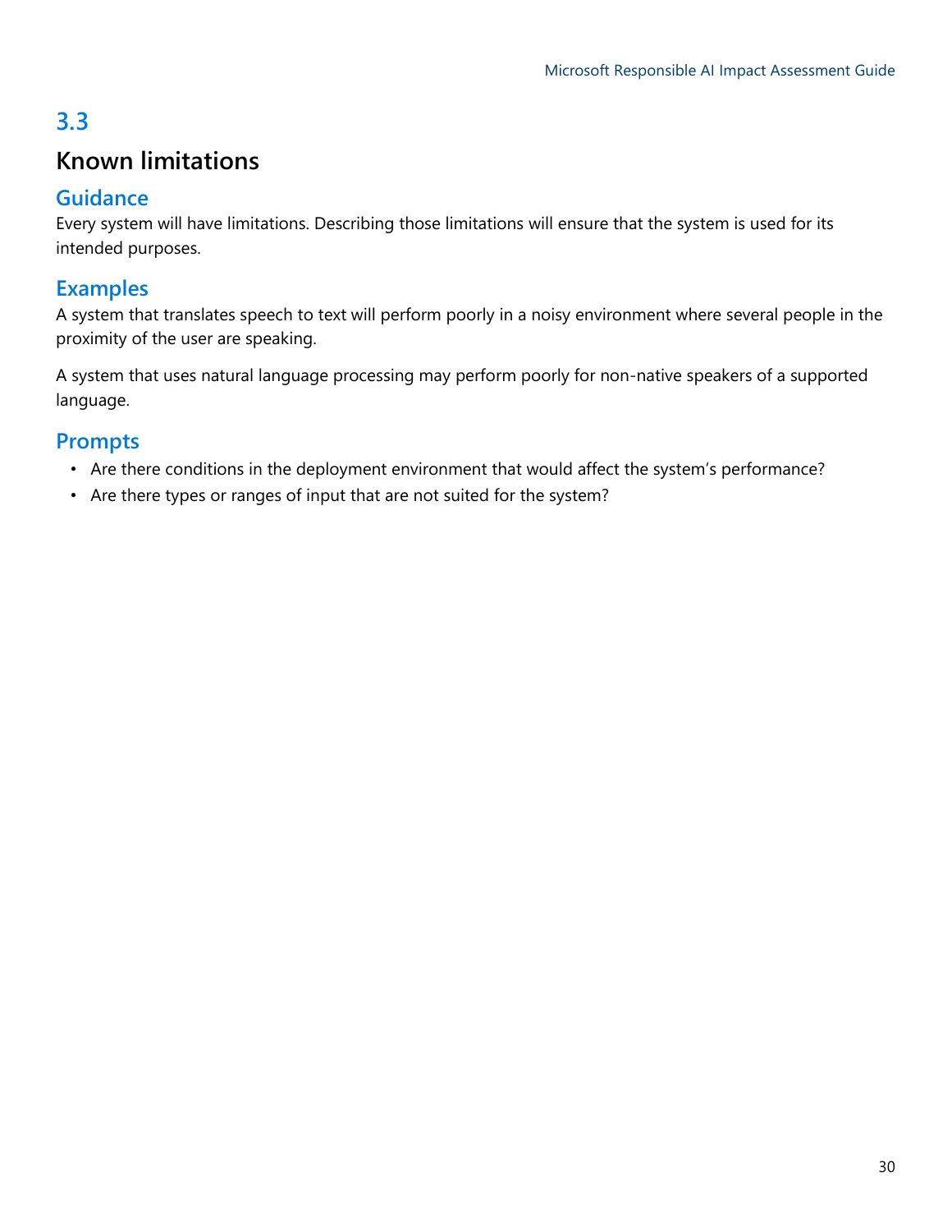## 3.3

## Known limitations

### Guidance

Every system will have limitations. Describing those limitations will ensure that the system is used for its intended purposes.

### Examples

A system that translates speech to text will perform poorly in a noisy environment where several people in the proximity of the user are speaking.

A system that uses natural language processing may perform poorly for non-native speakers of a supported language.

### Prompts

- Are there conditions in the deployment environment that would affect the system's performance?
- Are there types or ranges of input that are not suited for the system?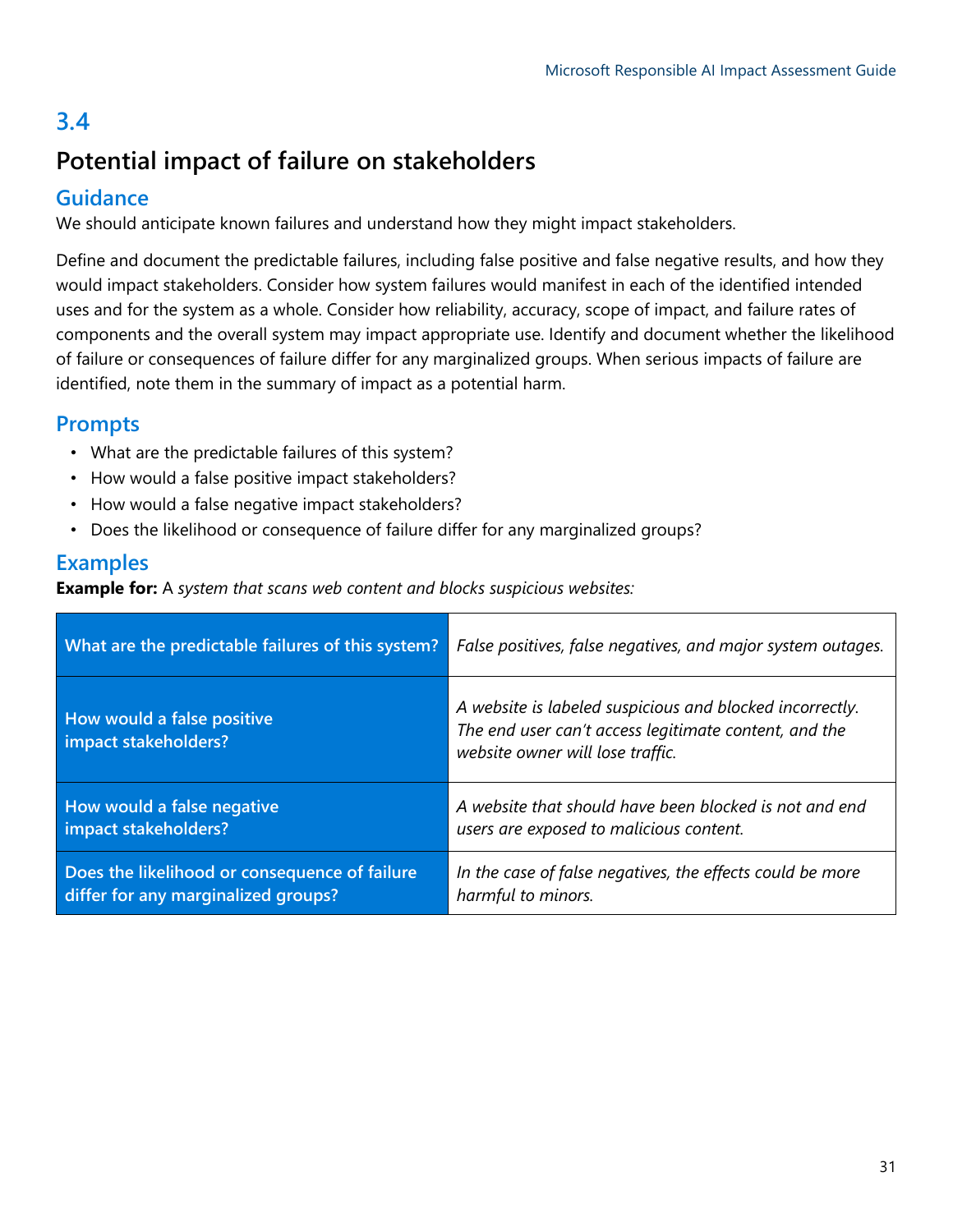## 3.4

## Potential impact of failure on stakeholders

### Guidance

We should anticipate known failures and understand how they might impact stakeholders.

Define and document the predictable failures, including false positive and false negative results, and how they would impact stakeholders. Consider how system failures would manifest in each of the identified intended uses and for the system as a whole. Consider how reliability, accuracy, scope of impact, and failure rates of components and the overall system may impact appropriate use. Identify and document whether the likelihood of failure or consequences of failure differ for any marginalized groups. When serious impacts of failure are identified, note them in the summary of impact as a potential harm.

### Prompts

- What are the predictable failures of this system?
- How would a false positive impact stakeholders?
- How would a false negative impact stakeholders?
- Does the likelihood or consequence of failure differ for any marginalized groups?

### Examples

**Example for:** A *system that scans web content and blocks suspicious websites:*

| | |
|---|---|
| What are the predictable failures of this system? | *False positives, false negatives, and major system outages.* |
| How would a false positive impact stakeholders? | *A website is labeled suspicious and blocked incorrectly. The end user can't access legitimate content, and the website owner will lose traffic.* |
| How would a false negative impact stakeholders? | *A website that should have been blocked is not and end users are exposed to malicious content.* |
| Does the likelihood or consequence of failure differ for any marginalized groups? | *In the case of false negatives, the effects could be more harmful to minors.* |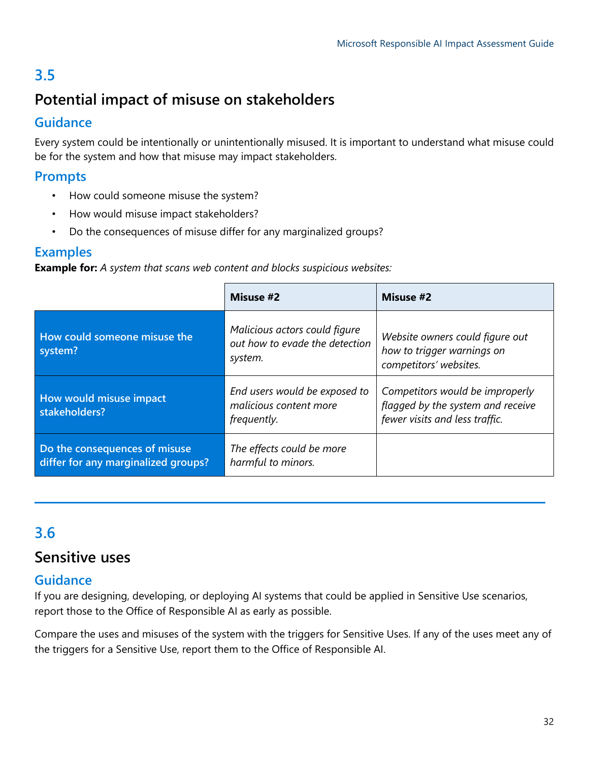## 3.5

## Potential impact of misuse on stakeholders

### Guidance

Every system could be intentionally or unintentionally misused. It is important to understand what misuse could be for the system and how that misuse may impact stakeholders.

### Prompts

- How could someone misuse the system?
- How would misuse impact stakeholders?
- Do the consequences of misuse differ for any marginalized groups?

### Examples

**Example for:** *A system that scans web content and blocks suspicious websites:*

| | Misuse #2 | Misuse #2 |
|---|---|---|
| **How could someone misuse the system?** | *Malicious actors could figure out how to evade the detection system.* | *Website owners could figure out how to trigger warnings on competitors' websites.* |
| **How would misuse impact stakeholders?** | *End users would be exposed to malicious content more frequently.* | *Competitors would be improperly flagged by the system and receive fewer visits and less traffic.* |
| **Do the consequences of misuse differ for any marginalized groups?** | *The effects could be more harmful to minors.* | |

## 3.6

## Sensitive uses

### Guidance

If you are designing, developing, or deploying AI systems that could be applied in Sensitive Use scenarios, report those to the Office of Responsible AI as early as possible.

Compare the uses and misuses of the system with the triggers for Sensitive Uses. If any of the uses meet any of the triggers for a Sensitive Use, report them to the Office of Responsible AI.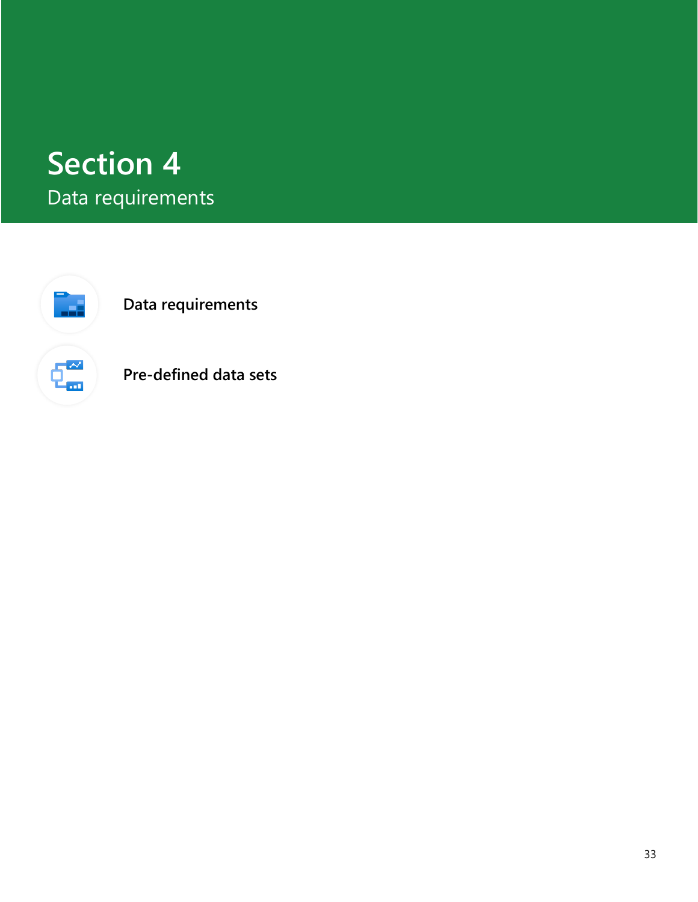# Section 4

Data requirements

**Data requirements**

**Pre-defined data sets**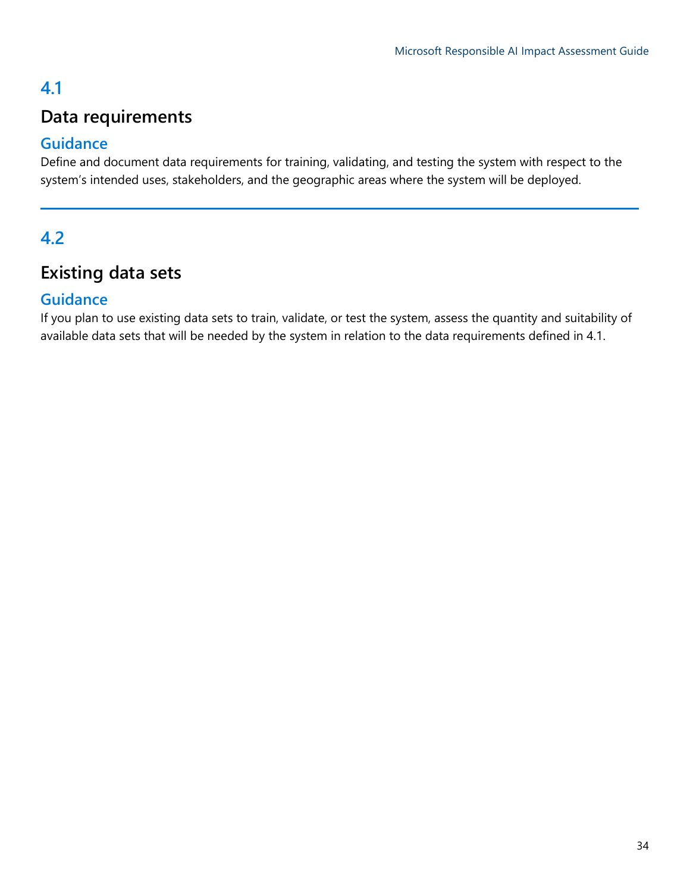## 4.1

### Data requirements

#### Guidance

Define and document data requirements for training, validating, and testing the system with respect to the system's intended uses, stakeholders, and the geographic areas where the system will be deployed.

---

## 4.2

### Existing data sets

#### Guidance

If you plan to use existing data sets to train, validate, or test the system, assess the quantity and suitability of available data sets that will be needed by the system in relation to the data requirements defined in 4.1.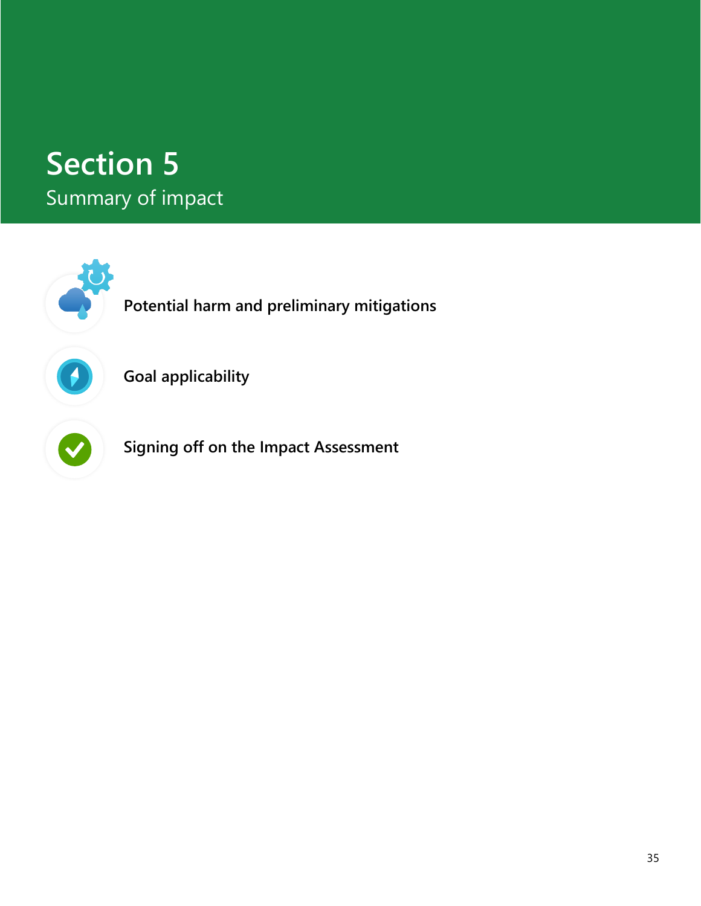# Section 5

## Summary of impact

**Potential harm and preliminary mitigations**

**Goal applicability**

**Signing off on the Impact Assessment**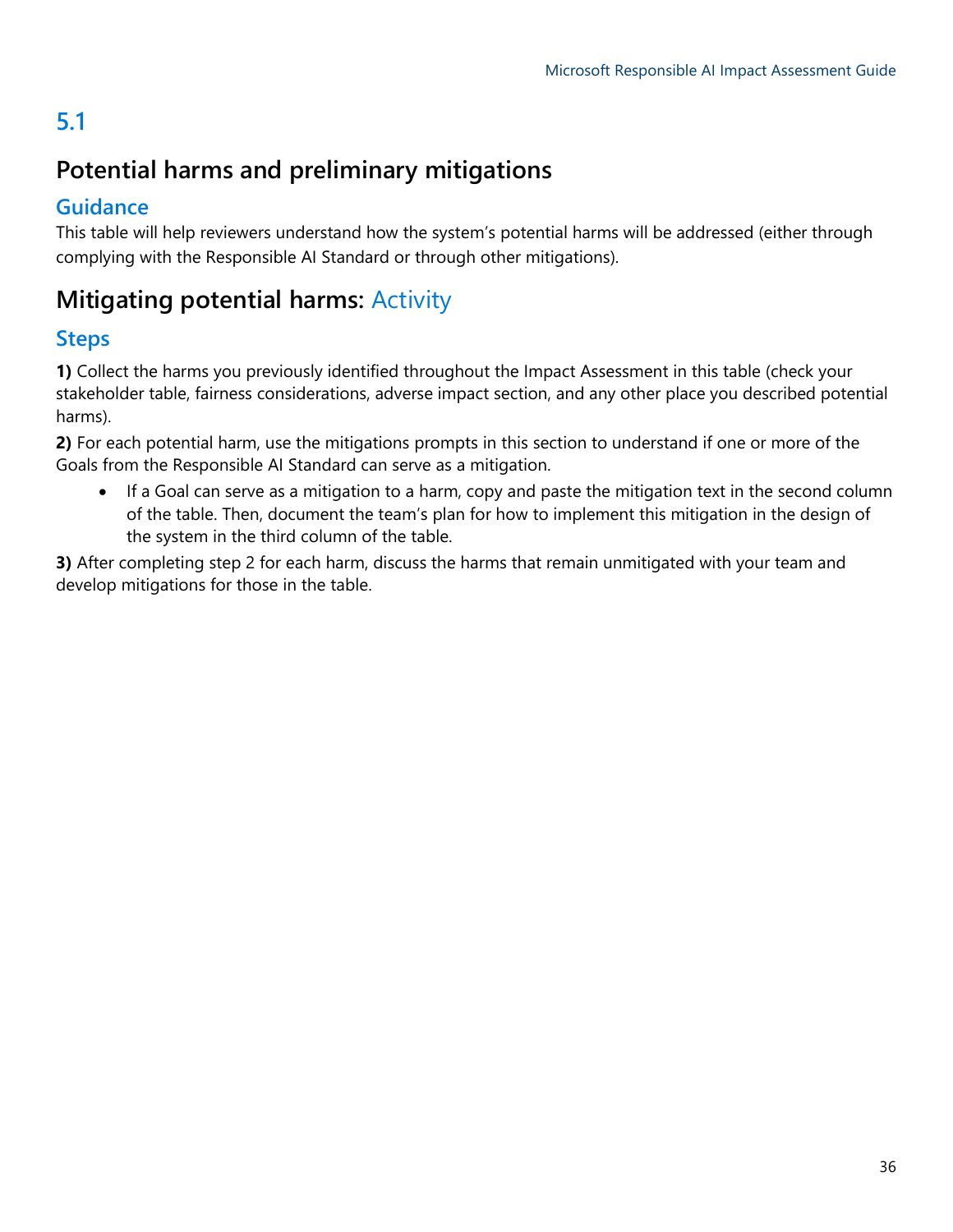## 5.1

## Potential harms and preliminary mitigations

### Guidance

This table will help reviewers understand how the system's potential harms will be addressed (either through complying with the Responsible AI Standard or through other mitigations).

## Mitigating potential harms: Activity

### Steps

**1)** Collect the harms you previously identified throughout the Impact Assessment in this table (check your stakeholder table, fairness considerations, adverse impact section, and any other place you described potential harms).

**2)** For each potential harm, use the mitigations prompts in this section to understand if one or more of the Goals from the Responsible AI Standard can serve as a mitigation.

- If a Goal can serve as a mitigation to a harm, copy and paste the mitigation text in the second column of the table. Then, document the team's plan for how to implement this mitigation in the design of the system in the third column of the table.

**3)** After completing step 2 for each harm, discuss the harms that remain unmitigated with your team and develop mitigations for those in the table.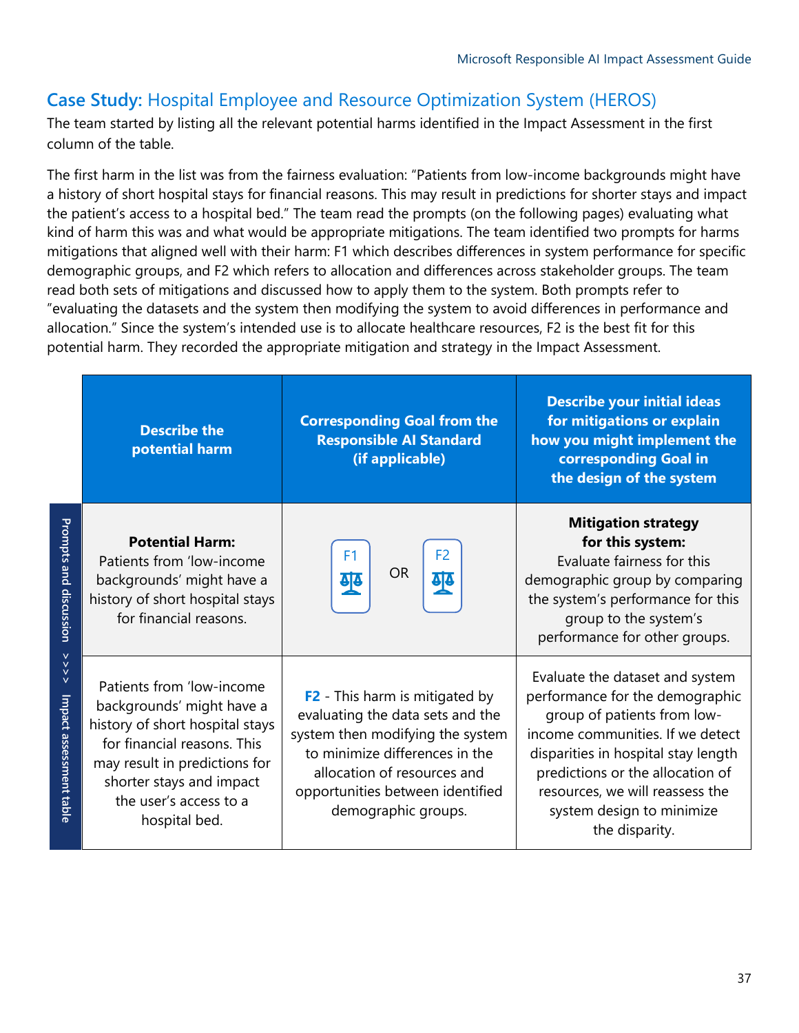## Case Study: Hospital Employee and Resource Optimization System (HEROS)

The team started by listing all the relevant potential harms identified in the Impact Assessment in the first column of the table.

The first harm in the list was from the fairness evaluation: "Patients from low-income backgrounds might have a history of short hospital stays for financial reasons. This may result in predictions for shorter stays and impact the patient's access to a hospital bed." The team read the prompts (on the following pages) evaluating what kind of harm this was and what would be appropriate mitigations. The team identified two prompts for harms mitigations that aligned well with their harm: F1 which describes differences in system performance for specific demographic groups, and F2 which refers to allocation and differences across stakeholder groups. The team read both sets of mitigations and discussed how to apply them to the system. Both prompts refer to "evaluating the datasets and the system then modifying the system to avoid differences in performance and allocation." Since the system's intended use is to allocate healthcare resources, F2 is the best fit for this potential harm. They recorded the appropriate mitigation and strategy in the Impact Assessment.

| | Describe the potential harm | Corresponding Goal from the Responsible AI Standard (if applicable) | Describe your initial ideas for mitigations or explain how you might implement the corresponding Goal in the design of the system |
|---|---|---|---|
| Prompts and discussion | **Potential Harm:** Patients from 'low-income backgrounds' might have a history of short hospital stays for financial reasons. | F1 OR F2 | **Mitigation strategy for this system:** Evaluate fairness for this demographic group by comparing the system's performance for this group to the system's performance for other groups. |
| Impact assessment table | Patients from 'low-income backgrounds' might have a history of short hospital stays for financial reasons. This may result in predictions for shorter stays and impact the user's access to a hospital bed. | **F2** - This harm is mitigated by evaluating the data sets and the system then modifying the system to minimize differences in the allocation of resources and opportunities between identified demographic groups. | Evaluate the dataset and system performance for the demographic group of patients from low-income communities. If we detect disparities in hospital stay length predictions or the allocation of resources, we will reassess the system design to minimize the disparity. |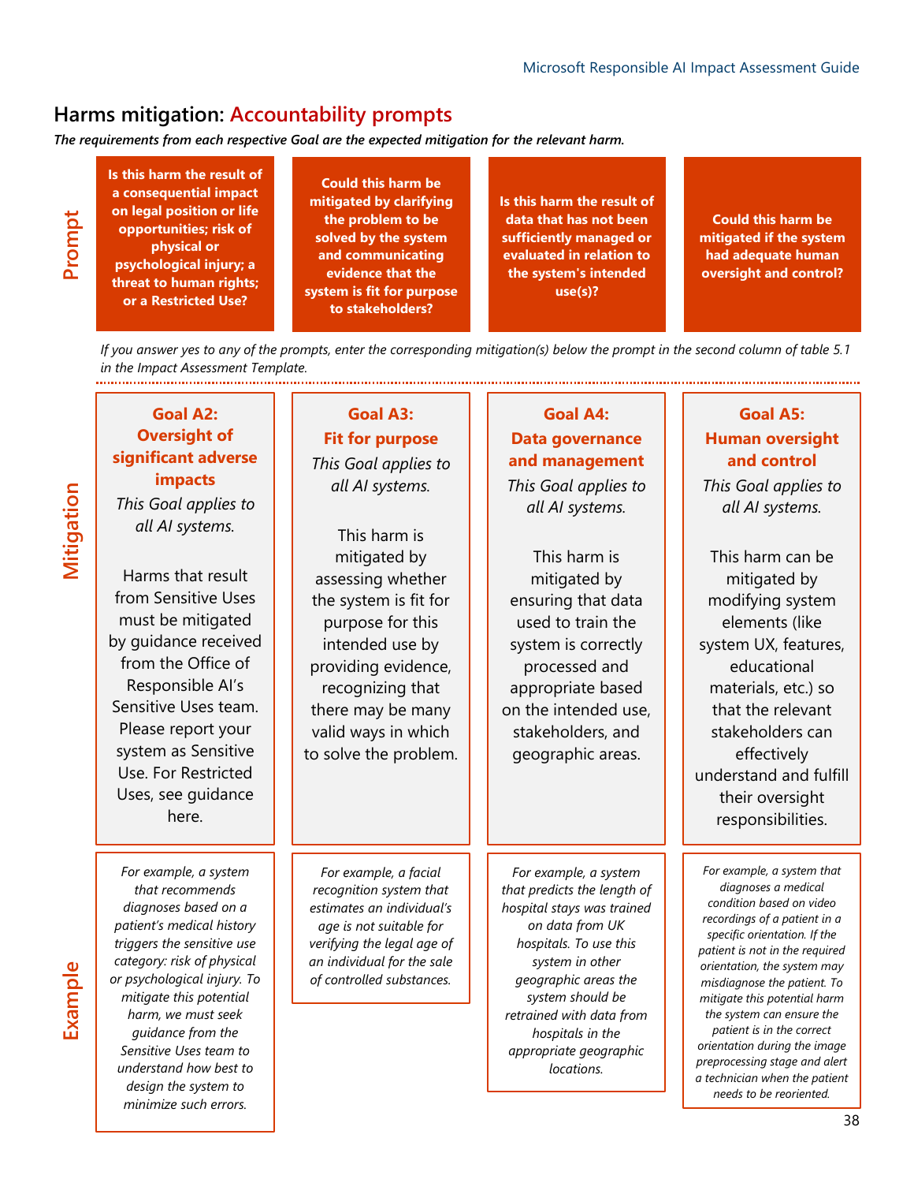## Harms mitigation: Accountability prompts

***The requirements from each respective Goal are the expected mitigation for the relevant harm.***

| | | | | |
|---|---|---|---|---|
| **Prompt** | **Is this harm the result of a consequential impact on legal position or life opportunities; risk of physical or psychological injury; a threat to human rights; or a Restricted Use?** | **Could this harm be mitigated by clarifying the problem to be solved by the system and communicating evidence that the system is fit for purpose to stakeholders?** | **Is this harm the result of data that has not been sufficiently managed or evaluated in relation to the system's intended use(s)?** | **Could this harm be mitigated if the system had adequate human oversight and control?** |

*If you answer yes to any of the prompts, enter the corresponding mitigation(s) below the prompt in the second column of table 5.1 in the Impact Assessment Template.*

| | | | | |
|---|---|---|---|---|
| **Mitigation** | **Goal A2: Oversight of significant adverse impacts** *This Goal applies to all AI systems.* Harms that result from Sensitive Uses must be mitigated by guidance received from the Office of Responsible AI's Sensitive Uses team. Please report your system as Sensitive Use. For Restricted Uses, see guidance here. | **Goal A3: Fit for purpose** *This Goal applies to all AI systems.* This harm is mitigated by assessing whether the system is fit for purpose for this intended use by providing evidence, recognizing that there may be many valid ways in which to solve the problem. | **Goal A4: Data governance and management** *This Goal applies to all AI systems.* This harm is mitigated by ensuring that data used to train the system is correctly processed and appropriate based on the intended use, stakeholders, and geographic areas. | **Goal A5: Human oversight and control** *This Goal applies to all AI systems.* This harm can be mitigated by modifying system elements (like system UX, features, educational materials, etc.) so that the relevant stakeholders can effectively understand and fulfill their oversight responsibilities. |
| **Example** | *For example, a system that recommends diagnoses based on a patient's medical history triggers the sensitive use category: risk of physical or psychological injury. To mitigate this potential harm, we must seek guidance from the Sensitive Uses team to understand how best to design the system to minimize such errors.* | *For example, a facial recognition system that estimates an individual's age is not suitable for verifying the legal age of an individual for the sale of controlled substances.* | *For example, a system that predicts the length of hospital stays was trained on data from UK hospitals. To use this system in other geographic areas the system should be retrained with data from hospitals in the appropriate geographic locations.* | *For example, a system that diagnoses a medical condition based on video recordings of a patient in a specific orientation. If the patient is not in the required orientation, the system may misdiagnose the patient. To mitigate this potential harm the system can ensure the patient is in the correct orientation during the image preprocessing stage and alert a technician when the patient needs to be reoriented.* |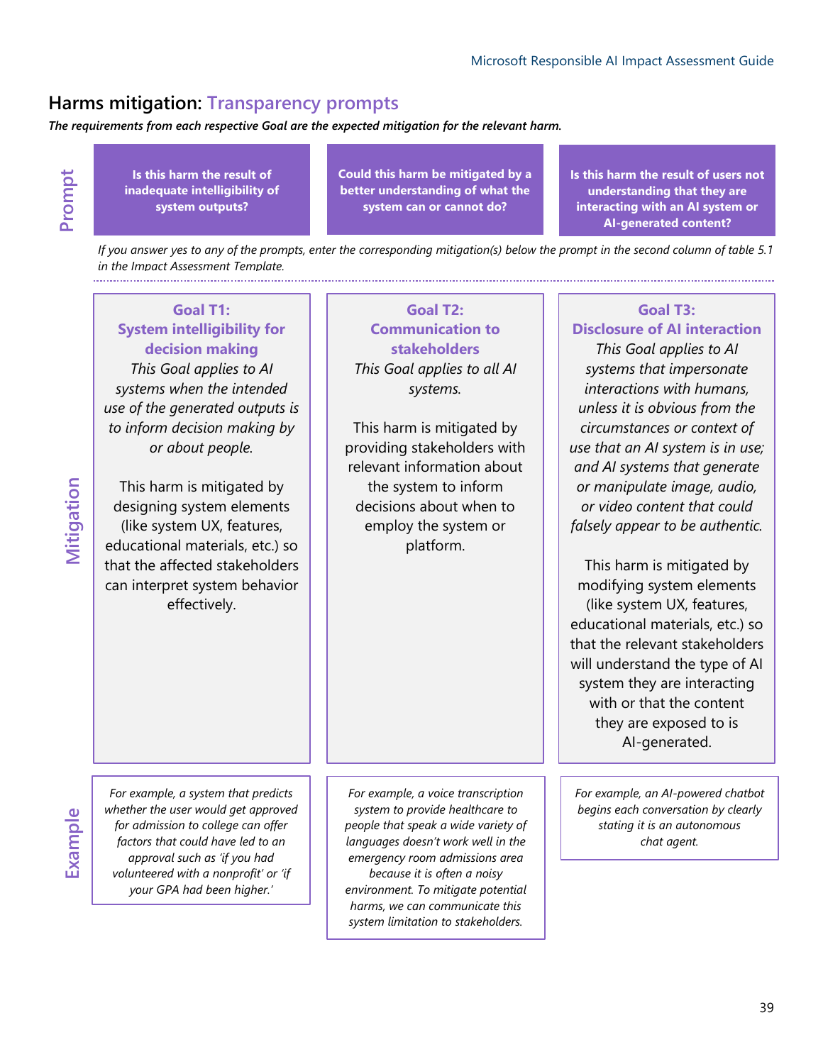## Harms mitigation: Transparency prompts

***The requirements from each respective Goal are the expected mitigation for the relevant harm.***

| | Goal T1 | Goal T2 | Goal T3 |
|---|---|---|---|
| **Prompt** | **Is this harm the result of inadequate intelligibility of system outputs?** | **Could this harm be mitigated by a better understanding of what the system can or cannot do?** | **Is this harm the result of users not understanding that they are interacting with an AI system or AI-generated content?** |
| **Mitigation** | **Goal T1: System intelligibility for decision making**<br>*This Goal applies to AI systems when the intended use of the generated outputs is to inform decision making by or about people.*<br><br>This harm is mitigated by designing system elements (like system UX, features, educational materials, etc.) so that the affected stakeholders can interpret system behavior effectively. | **Goal T2: Communication to stakeholders**<br>*This Goal applies to all AI systems.*<br><br>This harm is mitigated by providing stakeholders with relevant information about the system to inform decisions about when to employ the system or platform. | **Goal T3: Disclosure of AI interaction**<br>*This Goal applies to AI systems that impersonate interactions with humans, unless it is obvious from the circumstances or context of use that an AI system is in use; and AI systems that generate or manipulate image, audio, or video content that could falsely appear to be authentic.*<br><br>This harm is mitigated by modifying system elements (like system UX, features, educational materials, etc.) so that the relevant stakeholders will understand the type of AI system they are interacting with or that the content they are exposed to is AI-generated. |
| **Example** | *For example, a system that predicts whether the user would get approved for admission to college can offer factors that could have led to an approval such as 'if you had volunteered with a nonprofit' or 'if your GPA had been higher.'* | *For example, a voice transcription system to provide healthcare to people that speak a wide variety of languages doesn't work well in the emergency room admissions area because it is often a noisy environment. To mitigate potential harms, we can communicate this system limitation to stakeholders.* | *For example, an AI-powered chatbot begins each conversation by clearly stating it is an autonomous chat agent.* |

*If you answer yes to any of the prompts, enter the corresponding mitigation(s) below the prompt in the second column of table 5.1 in the Impact Assessment Template.*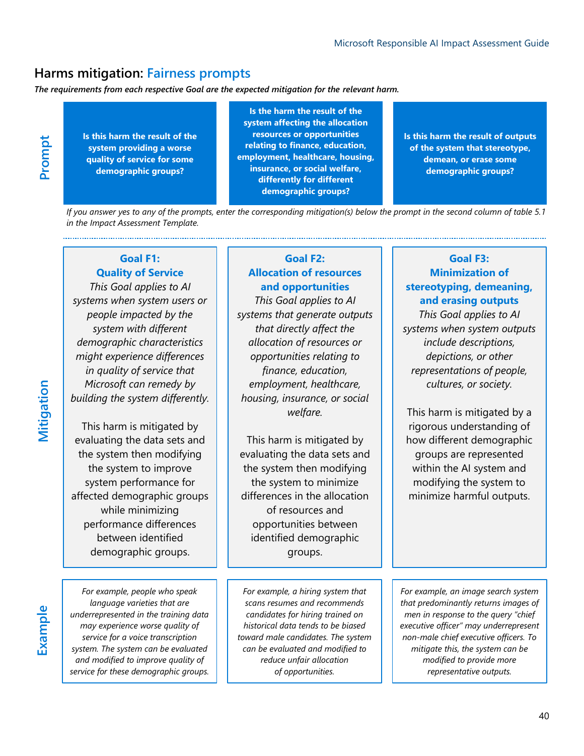## Harms mitigation: Fairness prompts

***The requirements from each respective Goal are the expected mitigation for the relevant harm.***

| | Column 1 | Column 2 | Column 3 |
|---|---|---|---|
| **Prompt** | **Is this harm the result of the system providing a worse quality of service for some demographic groups?** | **Is the harm the result of the system affecting the allocation resources or opportunities relating to finance, education, employment, healthcare, housing, insurance, or social welfare, differently for different demographic groups?** | **Is this harm the result of outputs of the system that stereotype, demean, or erase some demographic groups?** |
| **Mitigation** | **Goal F1: Quality of Service**<br>*This Goal applies to AI systems when system users or people impacted by the system with different demographic characteristics might experience differences in quality of service that Microsoft can remedy by building the system differently.*<br><br>This harm is mitigated by evaluating the data sets and the system then modifying the system to improve system performance for affected demographic groups while minimizing performance differences between identified demographic groups. | **Goal F2: Allocation of resources and opportunities**<br>*This Goal applies to AI systems that generate outputs that directly affect the allocation of resources or opportunities relating to finance, education, employment, healthcare, housing, insurance, or social welfare.*<br><br>This harm is mitigated by evaluating the data sets and the system then modifying the system to minimize differences in the allocation of resources and opportunities between identified demographic groups. | **Goal F3: Minimization of stereotyping, demeaning, and erasing outputs**<br>*This Goal applies to AI systems when system outputs include descriptions, depictions, or other representations of people, cultures, or society.*<br><br>This harm is mitigated by a rigorous understanding of how different demographic groups are represented within the AI system and modifying the system to minimize harmful outputs. |
| **Example** | *For example, people who speak language varieties that are underrepresented in the training data may experience worse quality of service for a voice transcription system. The system can be evaluated and modified to improve quality of service for these demographic groups.* | *For example, a hiring system that scans resumes and recommends candidates for hiring trained on historical data tends to be biased toward male candidates. The system can be evaluated and modified to reduce unfair allocation of opportunities.* | *For example, an image search system that predominantly returns images of men in response to the query "chief executive officer" may underrepresent non-male chief executive officers. To mitigate this, the system can be modified to provide more representative outputs.* |

*If you answer yes to any of the prompts, enter the corresponding mitigation(s) below the prompt in the second column of table 5.1 in the Impact Assessment Template.*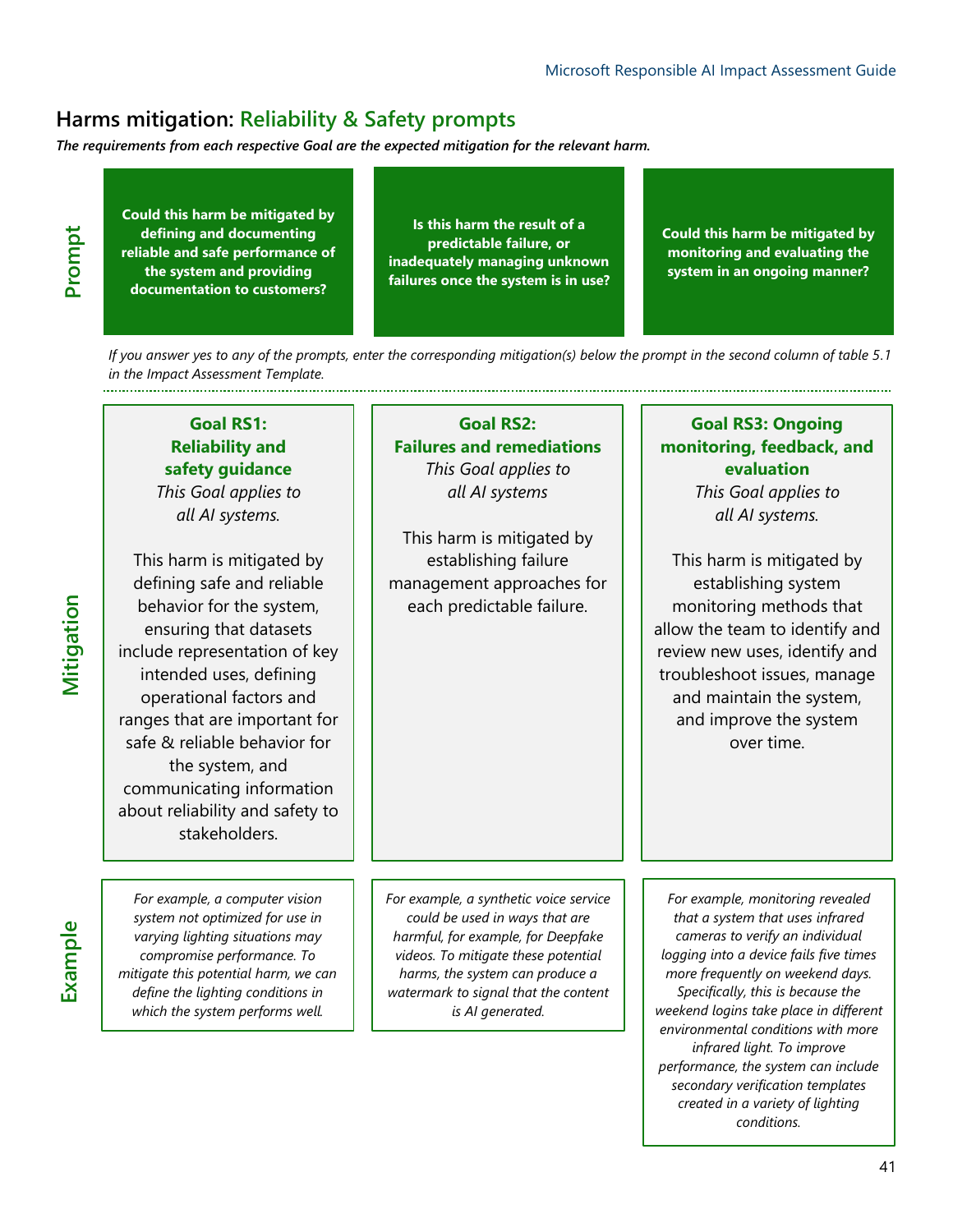## Harms mitigation: Reliability & Safety prompts

***The requirements from each respective Goal are the expected mitigation for the relevant harm.***

| | | | |
|---|---|---|---|
| **Prompt** | **Could this harm be mitigated by defining and documenting reliable and safe performance of the system and providing documentation to customers?** | **Is this harm the result of a predictable failure, or inadequately managing unknown failures once the system is in use?** | **Could this harm be mitigated by monitoring and evaluating the system in an ongoing manner?** |
| **Mitigation** | **Goal RS1: Reliability and safety guidance**<br>*This Goal applies to all AI systems.*<br><br>This harm is mitigated by defining safe and reliable behavior for the system, ensuring that datasets include representation of key intended uses, defining operational factors and ranges that are important for safe & reliable behavior for the system, and communicating information about reliability and safety to stakeholders. | **Goal RS2: Failures and remediations**<br>*This Goal applies to all AI systems*<br><br>This harm is mitigated by establishing failure management approaches for each predictable failure. | **Goal RS3: Ongoing monitoring, feedback, and evaluation**<br>*This Goal applies to all AI systems.*<br><br>This harm is mitigated by establishing system monitoring methods that allow the team to identify and review new uses, identify and troubleshoot issues, manage and maintain the system, and improve the system over time. |
| **Example** | *For example, a computer vision system not optimized for use in varying lighting situations may compromise performance. To mitigate this potential harm, we can define the lighting conditions in which the system performs well.* | *For example, a synthetic voice service could be used in ways that are harmful, for example, for Deepfake videos. To mitigate these potential harms, the system can produce a watermark to signal that the content is AI generated.* | *For example, monitoring revealed that a system that uses infrared cameras to verify an individual logging into a device fails five times more frequently on weekend days. Specifically, this is because the weekend logins take place in different environmental conditions with more infrared light. To improve performance, the system can include secondary verification templates created in a variety of lighting conditions.* |

*If you answer yes to any of the prompts, enter the corresponding mitigation(s) below the prompt in the second column of table 5.1 in the Impact Assessment Template.*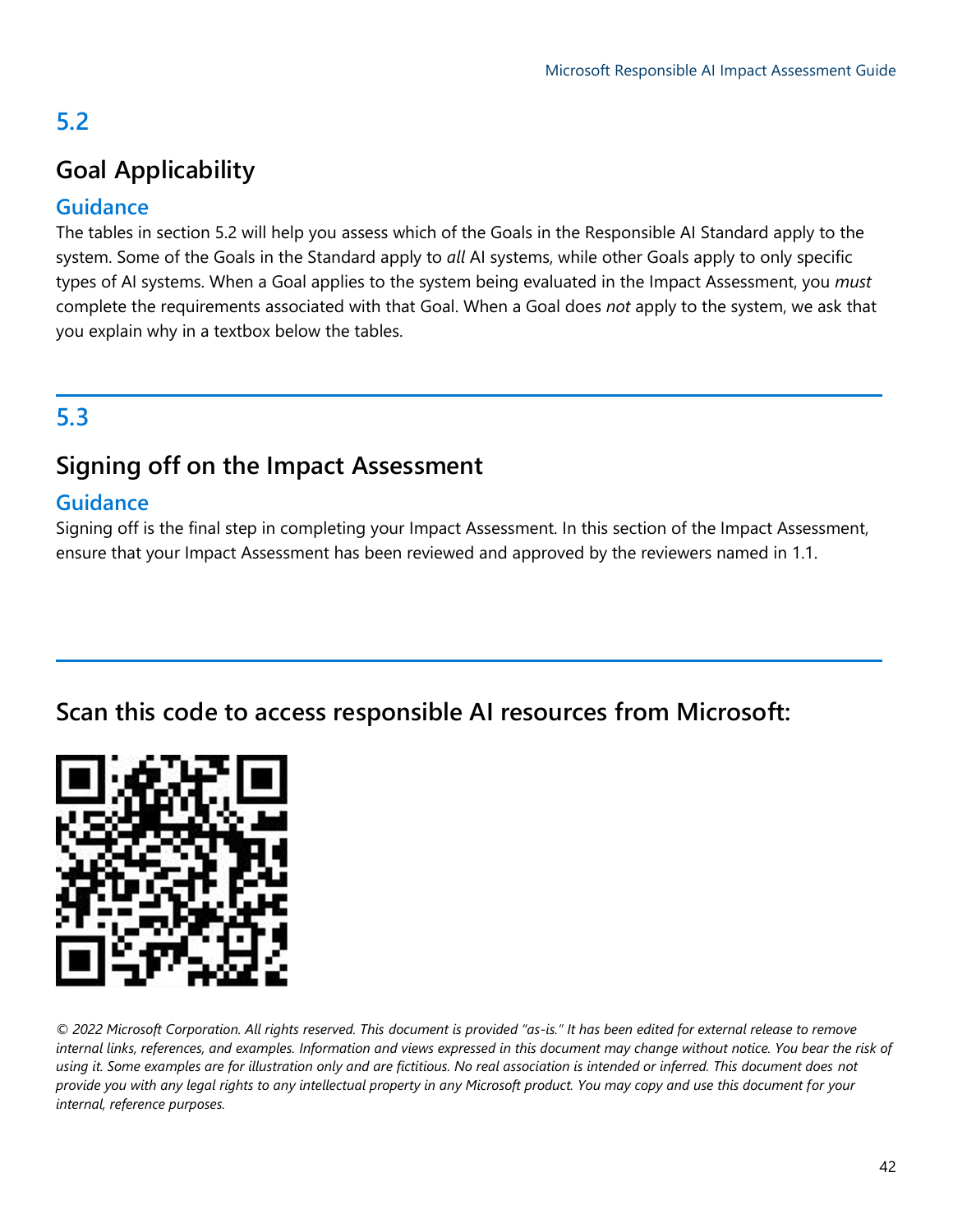## 5.2

## Goal Applicability

### Guidance

The tables in section 5.2 will help you assess which of the Goals in the Responsible AI Standard apply to the system. Some of the Goals in the Standard apply to *all* AI systems, while other Goals apply to only specific types of AI systems. When a Goal applies to the system being evaluated in the Impact Assessment, you *must* complete the requirements associated with that Goal. When a Goal does *not* apply to the system, we ask that you explain why in a textbox below the tables.

## 5.3

## Signing off on the Impact Assessment

### Guidance

Signing off is the final step in completing your Impact Assessment. In this section of the Impact Assessment, ensure that your Impact Assessment has been reviewed and approved by the reviewers named in 1.1.

## Scan this code to access responsible AI resources from Microsoft:

*© 2022 Microsoft Corporation. All rights reserved. This document is provided "as-is." It has been edited for external release to remove internal links, references, and examples. Information and views expressed in this document may change without notice. You bear the risk of using it. Some examples are for illustration only and are fictitious. No real association is intended or inferred. This document does not provide you with any legal rights to any intellectual property in any Microsoft product. You may copy and use this document for your internal, reference purposes.*